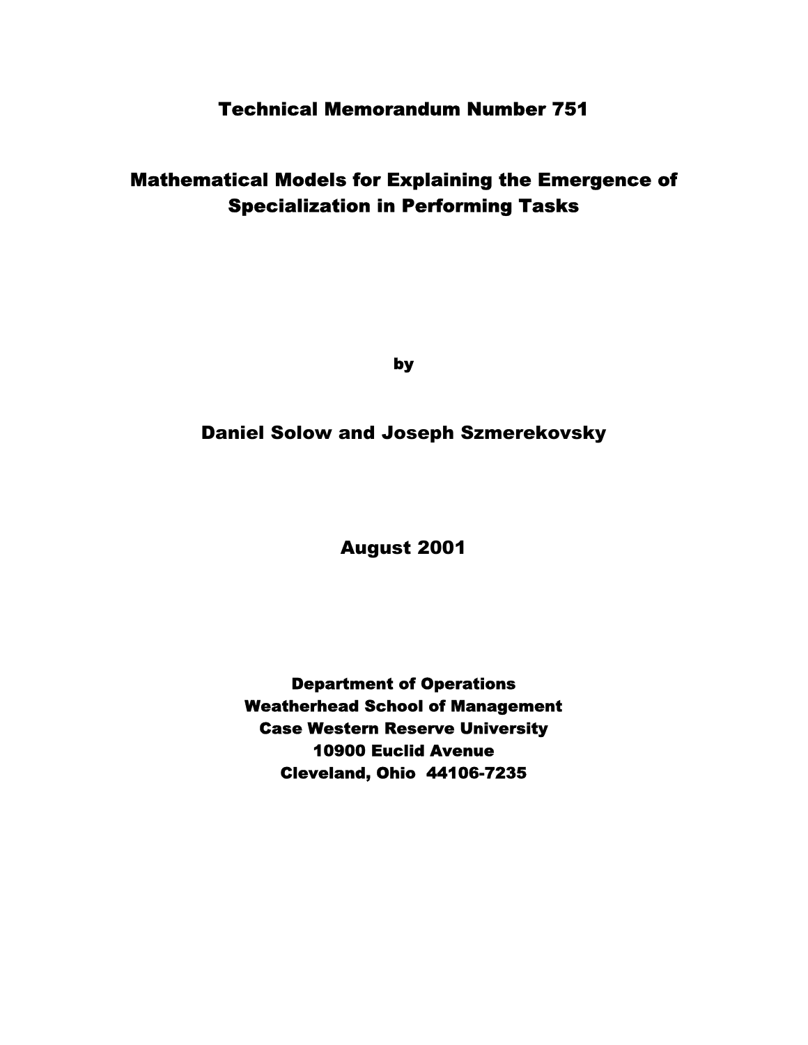# Technical Memorandum Number 751

# Mathematical Models for Explaining the Emergence of Specialization in Performing Tasks

by

**Daniel Solow and Joseph Szmerekovsky**

**August 2001**

**Department of Operations**
**Weatherhead School of Management**
**Case Western Reserve University**
**10900 Euclid Avenue**
**Cleveland, Ohio 44106-7235**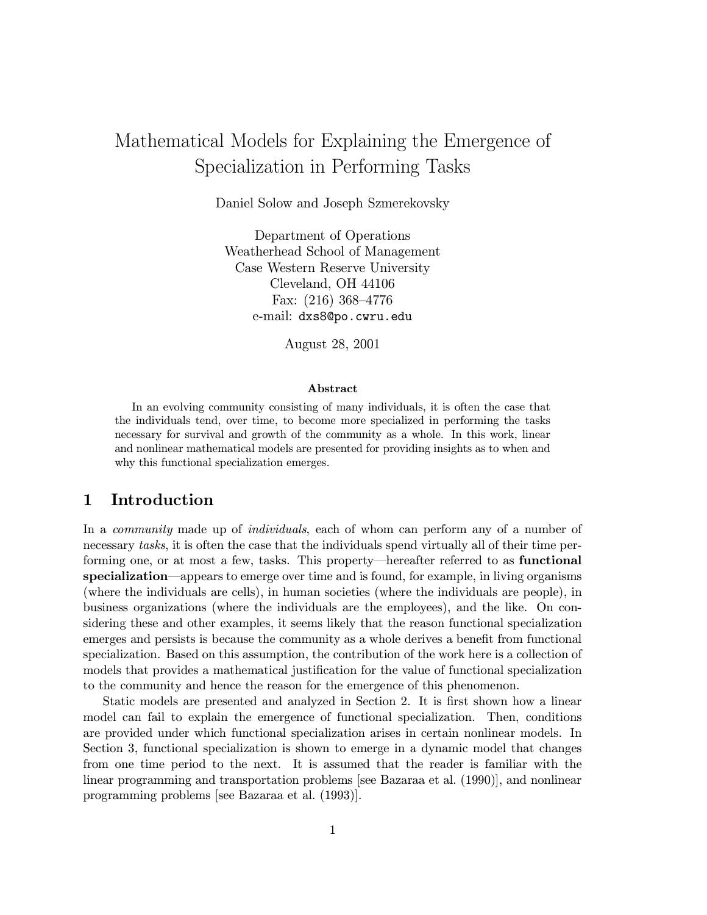# Mathematical Models for Explaining the Emergence of Specialization in Performing Tasks

Daniel Solow and Joseph Szmerekovsky

Department of Operations
Weatherhead School of Management
Case Western Reserve University
Cleveland, OH 44106
Fax: (216) 368–4776
e-mail: dxs8@po.cwru.edu

August 28, 2001

**Abstract**

In an evolving community consisting of many individuals, it is often the case that the individuals tend, over time, to become more specialized in performing the tasks necessary for survival and growth of the community as a whole. In this work, linear and nonlinear mathematical models are presented for providing insights as to when and why this functional specialization emerges.

## 1 Introduction

In a *community* made up of *individuals*, each of whom can perform any of a number of necessary *tasks*, it is often the case that the individuals spend virtually all of their time performing one, or at most a few, tasks. This property—hereafter referred to as **functional specialization**—appears to emerge over time and is found, for example, in living organisms (where the individuals are cells), in human societies (where the individuals are people), in business organizations (where the individuals are the employees), and the like. On considering these and other examples, it seems likely that the reason functional specialization emerges and persists is because the community as a whole derives a benefit from functional specialization. Based on this assumption, the contribution of the work here is a collection of models that provides a mathematical justification for the value of functional specialization to the community and hence the reason for the emergence of this phenomenon.

Static models are presented and analyzed in Section 2. It is first shown how a linear model can fail to explain the emergence of functional specialization. Then, conditions are provided under which functional specialization arises in certain nonlinear models. In Section 3, functional specialization is shown to emerge in a dynamic model that changes from one time period to the next. It is assumed that the reader is familiar with the linear programming and transportation problems [see Bazaraa et al. (1990)], and nonlinear programming problems [see Bazaraa et al. (1993)].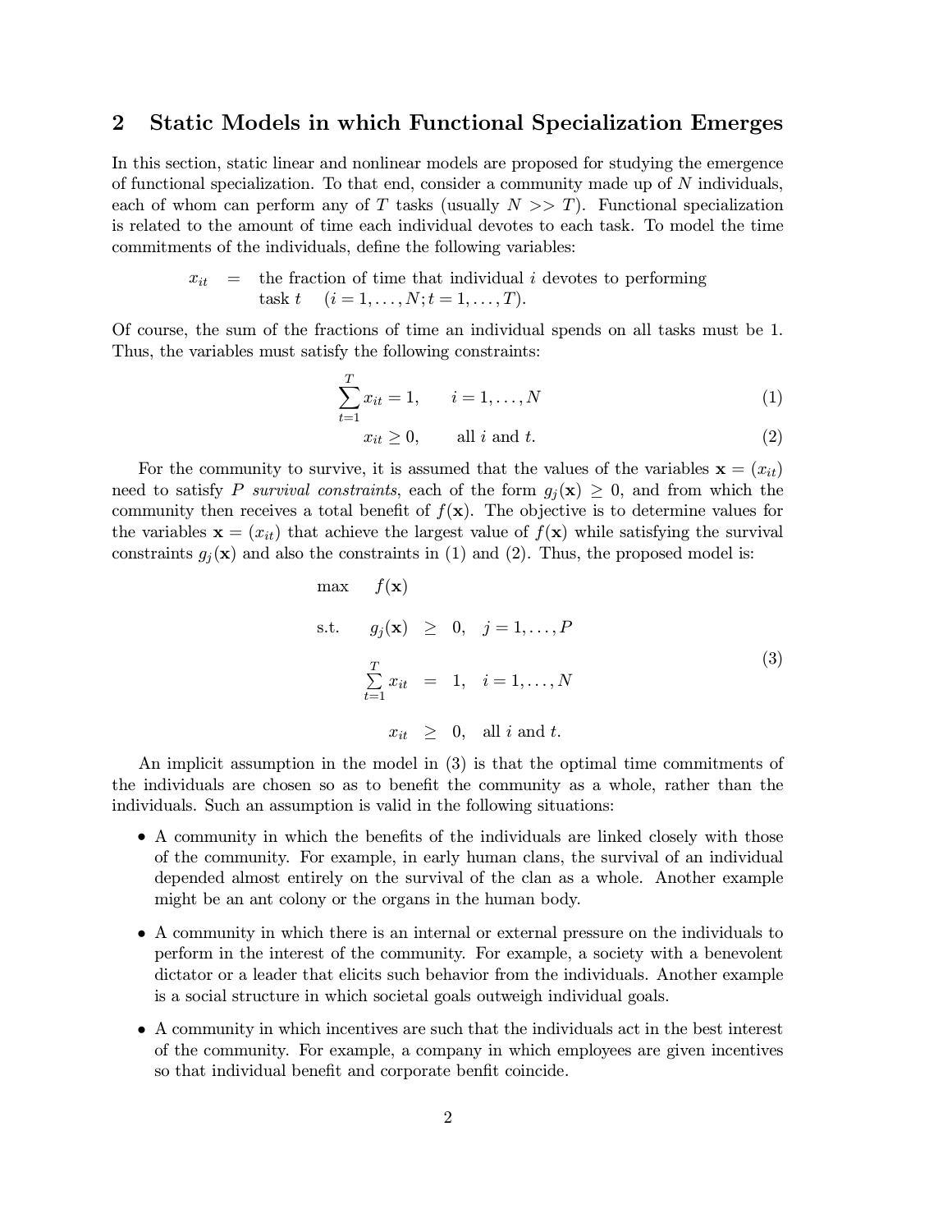## 2 Static Models in which Functional Specialization Emerges

In this section, static linear and nonlinear models are proposed for studying the emergence of functional specialization. To that end, consider a community made up of $N$ individuals, each of whom can perform any of $T$ tasks (usually $N >> T$). Functional specialization is related to the amount of time each individual devotes to each task. To model the time commitments of the individuals, define the following variables:

$x_{it}$ = the fraction of time that individual $i$ devotes to performing task $t$ $\quad (i = 1, \ldots, N; t = 1, \ldots, T)$.

Of course, the sum of the fractions of time an individual spends on all tasks must be 1. Thus, the variables must satisfy the following constraints:

$$\sum_{t=1}^{T} x_{it} = 1, \qquad i = 1, \ldots, N \tag{1}$$

$$x_{it} \geq 0, \qquad \text{all } i \text{ and } t. \tag{2}$$

For the community to survive, it is assumed that the values of the variables $\mathbf{x} = (x_{it})$ need to satisfy $P$ *survival constraints*, each of the form $g_j(\mathbf{x}) \geq 0$, and from which the community then receives a total benefit of $f(\mathbf{x})$. The objective is to determine values for the variables $\mathbf{x} = (x_{it})$ that achieve the largest value of $f(\mathbf{x})$ while satisfying the survival constraints $g_j(\mathbf{x})$ and also the constraints in (1) and (2). Thus, the proposed model is:

$$\begin{aligned}
\max \quad & f(\mathbf{x}) \\
\text{s.t.} \quad & g_j(\mathbf{x}) \geq 0, \quad j = 1, \ldots, P \\
& \sum_{t=1}^{T} x_{it} = 1, \quad i = 1, \ldots, N \\
& x_{it} \geq 0, \quad \text{all } i \text{ and } t.
\end{aligned} \tag{3}$$

An implicit assumption in the model in (3) is that the optimal time commitments of the individuals are chosen so as to benefit the community as a whole, rather than the individuals. Such an assumption is valid in the following situations:

- A community in which the benefits of the individuals are linked closely with those of the community. For example, in early human clans, the survival of an individual depended almost entirely on the survival of the clan as a whole. Another example might be an ant colony or the organs in the human body.
- A community in which there is an internal or external pressure on the individuals to perform in the interest of the community. For example, a society with a benevolent dictator or a leader that elicits such behavior from the individuals. Another example is a social structure in which societal goals outweigh individual goals.
- A community in which incentives are such that the individuals act in the best interest of the community. For example, a company in which employees are given incentives so that individual benefit and corporate benfit coincide.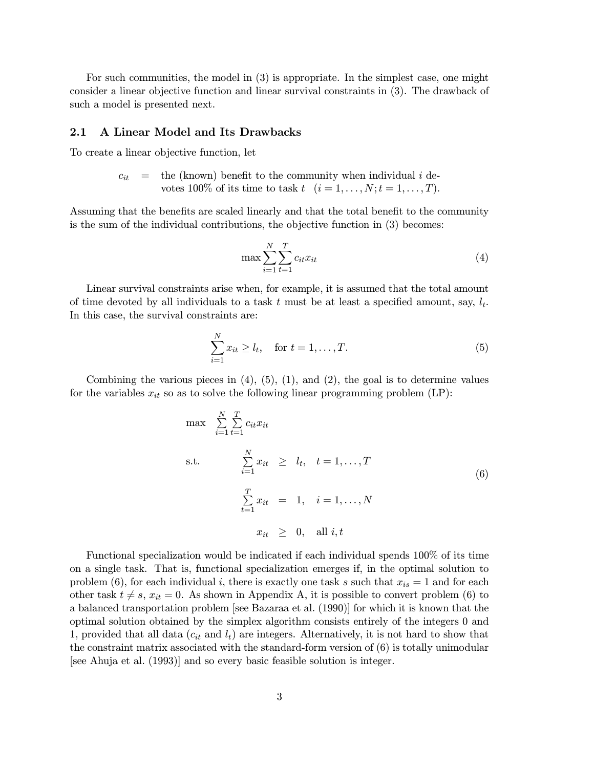For such communities, the model in (3) is appropriate. In the simplest case, one might consider a linear objective function and linear survival constraints in (3). The drawback of such a model is presented next.

## 2.1 A Linear Model and Its Drawbacks

To create a linear objective function, let

$c_{it}$ = the (known) benefit to the community when individual $i$ devotes 100% of its time to task $t$ $(i = 1, \ldots, N; t = 1, \ldots, T)$.

Assuming that the benefits are scaled linearly and that the total benefit to the community is the sum of the individual contributions, the objective function in (3) becomes:

$$\max \sum_{i=1}^{N} \sum_{t=1}^{T} c_{it} x_{it} \tag{4}$$

Linear survival constraints arise when, for example, it is assumed that the total amount of time devoted by all individuals to a task $t$ must be at least a specified amount, say, $l_t$. In this case, the survival constraints are:

$$\sum_{i=1}^{N} x_{it} \geq l_t, \quad \text{for } t = 1, \ldots, T. \tag{5}$$

Combining the various pieces in (4), (5), (1), and (2), the goal is to determine values for the variables $x_{it}$ so as to solve the following linear programming problem (LP):

$$\begin{array}{lrcll}
\max & \sum_{i=1}^{N} \sum_{t=1}^{T} c_{it} x_{it} & & & \\
\text{s.t.} & \sum_{i=1}^{N} x_{it} & \geq & l_t, & t = 1, \ldots, T \\
& \sum_{t=1}^{T} x_{it} & = & 1, & i = 1, \ldots, N \\
& x_{it} & \geq & 0, & \text{all } i, t
\end{array} \tag{6}$$

Functional specialization would be indicated if each individual spends 100% of its time on a single task. That is, functional specialization emerges if, in the optimal solution to problem (6), for each individual $i$, there is exactly one task $s$ such that $x_{is} = 1$ and for each other task $t \neq s$, $x_{it} = 0$. As shown in Appendix A, it is possible to convert problem (6) to a balanced transportation problem [see Bazaraa et al. (1990)] for which it is known that the optimal solution obtained by the simplex algorithm consists entirely of the integers 0 and 1, provided that all data ($c_{it}$ and $l_t$) are integers. Alternatively, it is not hard to show that the constraint matrix associated with the standard-form version of (6) is totally unimodular [see Ahuja et al. (1993)] and so every basic feasible solution is integer.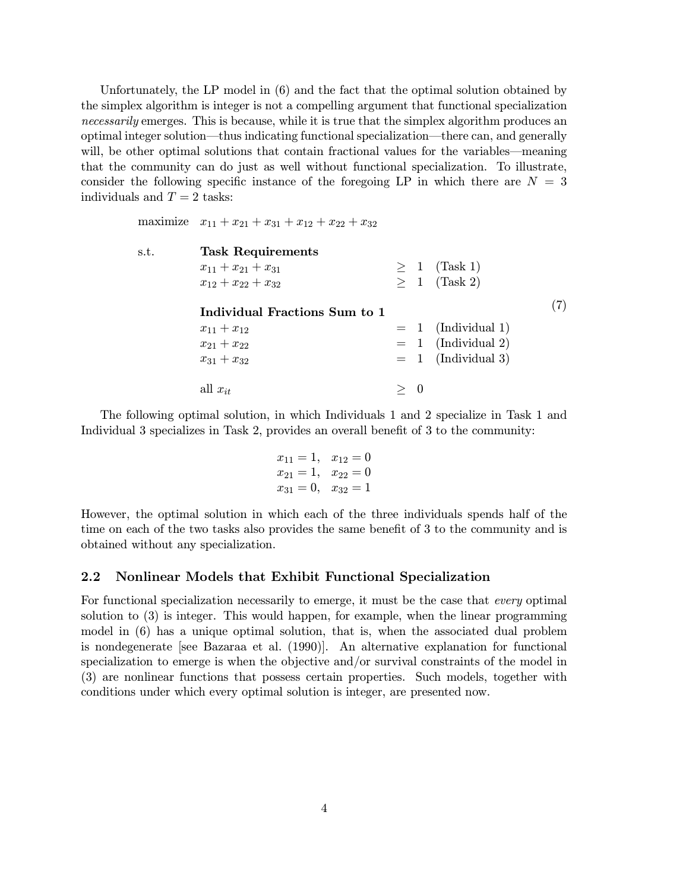Unfortunately, the LP model in (6) and the fact that the optimal solution obtained by the simplex algorithm is integer is not a compelling argument that functional specialization *necessarily* emerges. This is because, while it is true that the simplex algorithm produces an optimal integer solution—thus indicating functional specialization—there can, and generally will, be other optimal solutions that contain fractional values for the variables—meaning that the community can do just as well without functional specialization. To illustrate, consider the following specific instance of the foregoing LP in which there are $N = 3$ individuals and $T = 2$ tasks:

$$
\begin{array}{lllll}
\text{maximize} & x_{11} + x_{21} + x_{31} + x_{12} + x_{22} + x_{32} & & & \\
 & & & & \\
\text{s.t.} & \textbf{Task Requirements} & & & \\
 & x_{11} + x_{21} + x_{31} & \geq & 1 & \text{(Task 1)} \\
 & x_{12} + x_{22} + x_{32} & \geq & 1 & \text{(Task 2)} \\
 & & & & \\
 & \textbf{Individual Fractions Sum to 1} & & & \\
 & x_{11} + x_{12} & = & 1 & \text{(Individual 1)} \\
 & x_{21} + x_{22} & = & 1 & \text{(Individual 2)} \\
 & x_{31} + x_{32} & = & 1 & \text{(Individual 3)} \\
 & & & & \\
 & \text{all } x_{it} & \geq & 0 &
\end{array}
\tag{7}
$$

The following optimal solution, in which Individuals 1 and 2 specialize in Task 1 and Individual 3 specializes in Task 2, provides an overall benefit of 3 to the community:

$$
\begin{array}{ll}
x_{11} = 1, & x_{12} = 0 \\
x_{21} = 1, & x_{22} = 0 \\
x_{31} = 0, & x_{32} = 1
\end{array}
$$

However, the optimal solution in which each of the three individuals spends half of the time on each of the two tasks also provides the same benefit of 3 to the community and is obtained without any specialization.

## 2.2 Nonlinear Models that Exhibit Functional Specialization

For functional specialization necessarily to emerge, it must be the case that *every* optimal solution to (3) is integer. This would happen, for example, when the linear programming model in (6) has a unique optimal solution, that is, when the associated dual problem is nondegenerate [see Bazaraa et al. (1990)]. An alternative explanation for functional specialization to emerge is when the objective and/or survival constraints of the model in (3) are nonlinear functions that possess certain properties. Such models, together with conditions under which every optimal solution is integer, are presented now.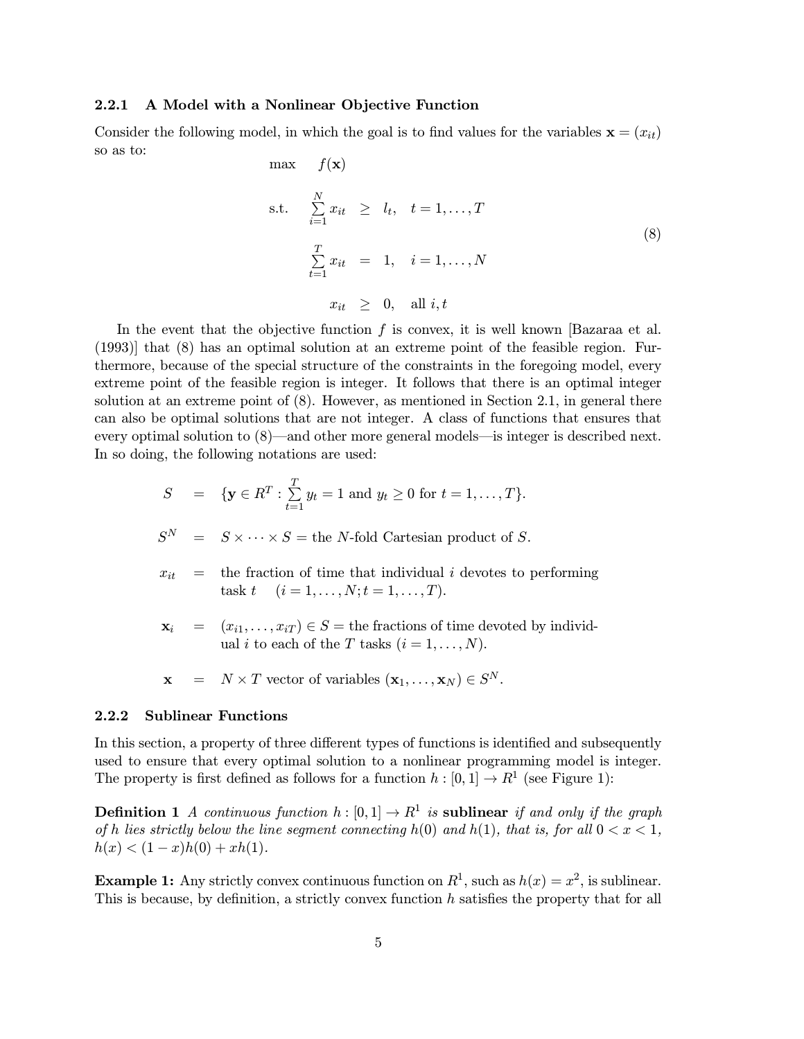#### 2.2.1 A Model with a Nonlinear Objective Function

Consider the following model, in which the goal is to find values for the variables $\mathbf{x} = (x_{it})$ so as to:

$$
\begin{array}{rrcll}
\max & f(\mathbf{x}) & & & \\
\text{s.t.} & \sum_{i=1}^{N} x_{it} & \geq & l_t, & t = 1, \ldots, T \\
& \sum_{t=1}^{T} x_{it} & = & 1, & i = 1, \ldots, N \\
& x_{it} & \geq & 0, & \text{all } i, t
\end{array}
\tag{8}
$$

In the event that the objective function $f$ is convex, it is well known [Bazaraa et al. (1993)] that (8) has an optimal solution at an extreme point of the feasible region. Furthermore, because of the special structure of the constraints in the foregoing model, every extreme point of the feasible region is integer. It follows that there is an optimal integer solution at an extreme point of (8). However, as mentioned in Section 2.1, in general there can also be optimal solutions that are not integer. A class of functions that ensures that every optimal solution to (8)—and other more general models—is integer is described next. In so doing, the following notations are used:

$S = \{\mathbf{y} \in R^T : \sum_{t=1}^{T} y_t = 1 \text{ and } y_t \geq 0 \text{ for } t = 1, \ldots, T\}$.

$S^N = S \times \cdots \times S =$ the $N$-fold Cartesian product of $S$.

$x_{it} =$ the fraction of time that individual $i$ devotes to performing task $t$ $\quad (i = 1, \ldots, N; t = 1, \ldots, T)$.

$\mathbf{x}_i = (x_{i1}, \ldots, x_{iT}) \in S =$ the fractions of time devoted by individual $i$ to each of the $T$ tasks $(i = 1, \ldots, N)$.

$\mathbf{x} = N \times T$ vector of variables $(\mathbf{x}_1, \ldots, \mathbf{x}_N) \in S^N$.

#### 2.2.2 Sublinear Functions

In this section, a property of three different types of functions is identified and subsequently used to ensure that every optimal solution to a nonlinear programming model is integer. The property is first defined as follows for a function $h : [0, 1] \to R^1$ (see Figure 1):

**Definition 1** *A continuous function $h : [0, 1] \to R^1$ is* **sublinear** *if and only if the graph of $h$ lies strictly below the line segment connecting $h(0)$ and $h(1)$, that is, for all $0 < x < 1$, $h(x) < (1 - x)h(0) + xh(1)$.*

**Example 1:** Any strictly convex continuous function on $R^1$, such as $h(x) = x^2$, is sublinear. This is because, by definition, a strictly convex function $h$ satisfies the property that for all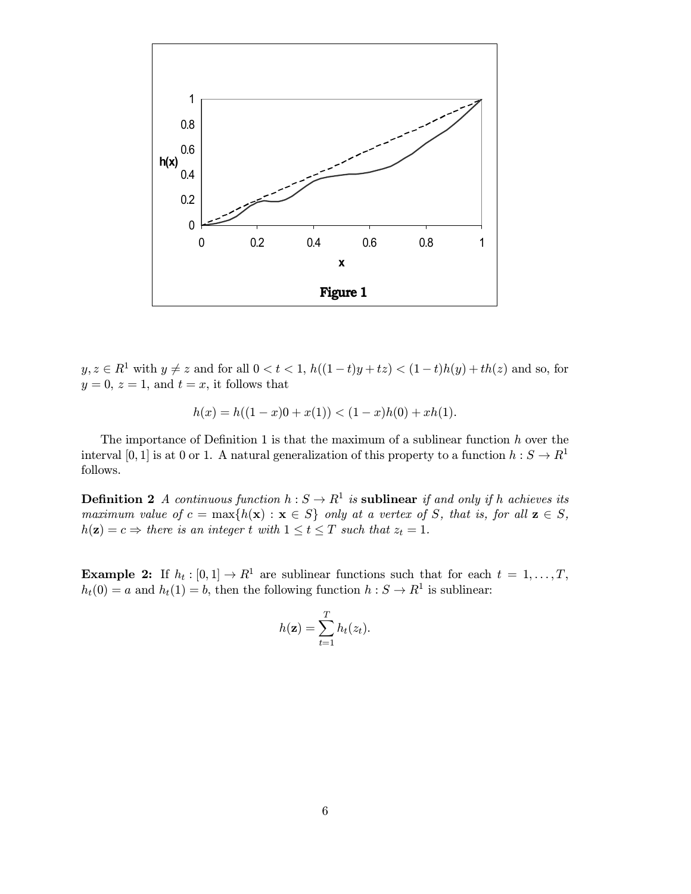Figure 1

$y, z \in R^1$ with $y \neq z$ and for all $0 < t < 1$, $h((1-t)y + tz) < (1-t)h(y) + th(z)$ and so, for $y = 0$, $z = 1$, and $t = x$, it follows that

$$h(x) = h((1-x)0 + x(1)) < (1-x)h(0) + xh(1).$$

The importance of Definition 1 is that the maximum of a sublinear function $h$ over the interval $[0, 1]$ is at 0 or 1. A natural generalization of this property to a function $h : S \to R^1$ follows.

**Definition 2** *A continuous function $h : S \to R^1$ is* **sublinear** *if and only if $h$ achieves its maximum value of $c = \max\{h(\mathbf{x}) : \mathbf{x} \in S\}$ only at a vertex of $S$, that is, for all $\mathbf{z} \in S$, $h(\mathbf{z}) = c \Rightarrow$ there is an integer $t$ with $1 \leq t \leq T$ such that $z_t = 1$.*

**Example 2:** If $h_t : [0, 1] \to R^1$ are sublinear functions such that for each $t = 1, \ldots, T$, $h_t(0) = a$ and $h_t(1) = b$, then the following function $h : S \to R^1$ is sublinear:

$$h(\mathbf{z}) = \sum_{t=1}^{T} h_t(z_t).$$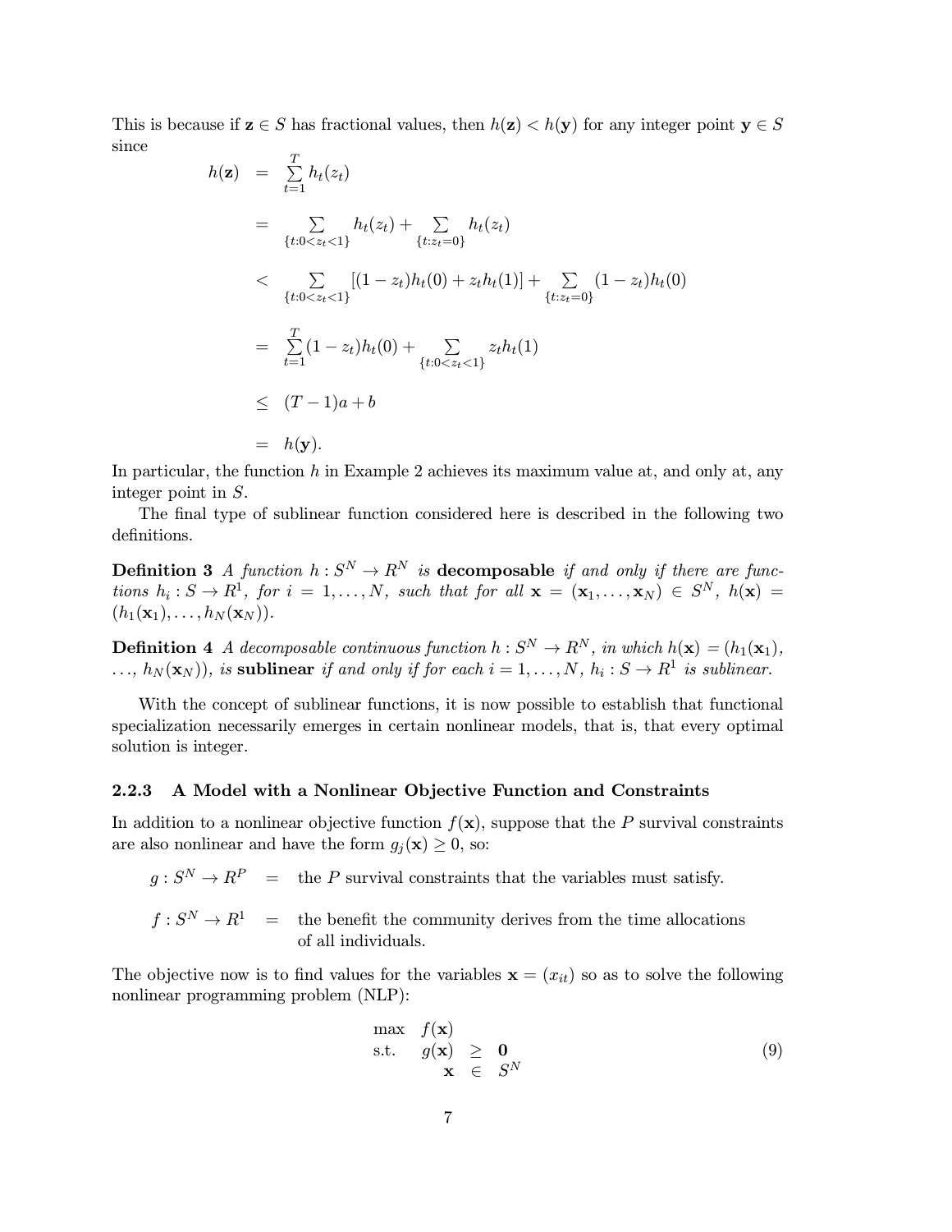This is because if $\mathbf{z} \in S$ has fractional values, then $h(\mathbf{z}) < h(\mathbf{y})$ for any integer point $\mathbf{y} \in S$ since

$$
\begin{aligned}
h(\mathbf{z}) &= \sum_{t=1}^{T} h_t(z_t) \\
&= \sum_{\{t: 0 < z_t < 1\}} h_t(z_t) + \sum_{\{t: z_t = 0\}} h_t(z_t) \\
&< \sum_{\{t: 0 < z_t < 1\}} [(1 - z_t)h_t(0) + z_t h_t(1)] + \sum_{\{t: z_t = 0\}} (1 - z_t)h_t(0) \\
&= \sum_{t=1}^{T} (1 - z_t)h_t(0) + \sum_{\{t: 0 < z_t < 1\}} z_t h_t(1) \\
&\leq (T - 1)a + b \\
&= h(\mathbf{y}).
\end{aligned}
$$

In particular, the function $h$ in Example 2 achieves its maximum value at, and only at, any integer point in $S$.

The final type of sublinear function considered here is described in the following two definitions.

**Definition 3** *A function $h : S^N \to R^N$ is* **decomposable** *if and only if there are functions $h_i : S \to R^1$, for $i = 1, \ldots, N$, such that for all $\mathbf{x} = (\mathbf{x}_1, \ldots, \mathbf{x}_N) \in S^N$, $h(\mathbf{x}) = (h_1(\mathbf{x}_1), \ldots, h_N(\mathbf{x}_N))$.*

**Definition 4** *A decomposable continuous function $h : S^N \to R^N$, in which $h(\mathbf{x}) = (h_1(\mathbf{x}_1), \ldots, h_N(\mathbf{x}_N))$, is* **sublinear** *if and only if for each $i = 1, \ldots, N$, $h_i : S \to R^1$ is sublinear.*

With the concept of sublinear functions, it is now possible to establish that functional specialization necessarily emerges in certain nonlinear models, that is, that every optimal solution is integer.

### 2.2.3 A Model with a Nonlinear Objective Function and Constraints

In addition to a nonlinear objective function $f(\mathbf{x})$, suppose that the $P$ survival constraints are also nonlinear and have the form $g_j(\mathbf{x}) \geq 0$, so:

$g : S^N \to R^P$ = the $P$ survival constraints that the variables must satisfy.

$f : S^N \to R^1$ = the benefit the community derives from the time allocations of all individuals.

The objective now is to find values for the variables $\mathbf{x} = (x_{it})$ so as to solve the following nonlinear programming problem (NLP):

$$
\begin{aligned}
\max \quad & f(\mathbf{x}) \\
\text{s.t.} \quad & g(\mathbf{x}) \geq \mathbf{0} \\
& \mathbf{x} \in S^N
\end{aligned}
\tag{9}
$$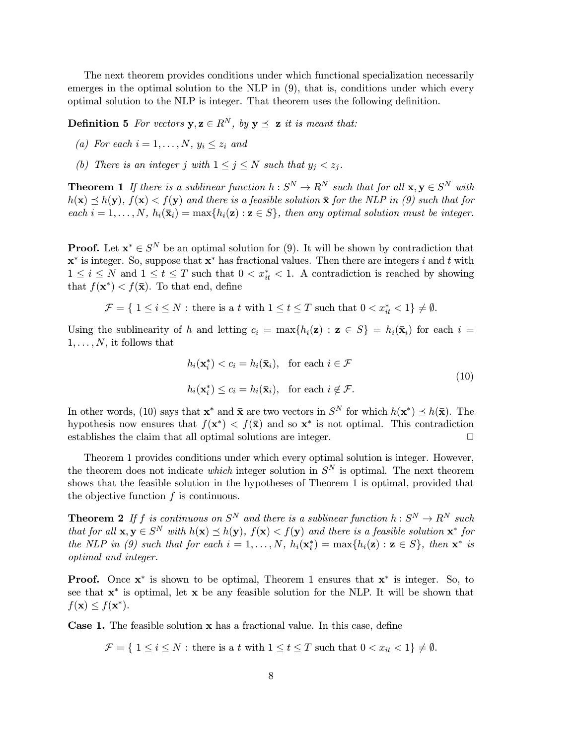The next theorem provides conditions under which functional specialization necessarily emerges in the optimal solution to the NLP in (9), that is, conditions under which every optimal solution to the NLP is integer. That theorem uses the following definition.

**Definition 5** *For vectors $\mathbf{y}, \mathbf{z} \in R^N$, by $\mathbf{y} \preceq \mathbf{z}$ it is meant that:*

*(a) For each $i = 1, \ldots, N$, $y_i \leq z_i$ and*

*(b) There is an integer $j$ with $1 \leq j \leq N$ such that $y_j < z_j$.*

**Theorem 1** *If there is a sublinear function $h : S^N \to R^N$ such that for all $\mathbf{x}, \mathbf{y} \in S^N$ with $h(\mathbf{x}) \preceq h(\mathbf{y})$, $f(\mathbf{x}) < f(\mathbf{y})$ and there is a feasible solution $\bar{\mathbf{x}}$ for the NLP in (9) such that for each $i = 1, \ldots, N$, $h_i(\bar{\mathbf{x}}_i) = \max\{h_i(\mathbf{z}) : \mathbf{z} \in S\}$, then any optimal solution must be integer.*

**Proof.** Let $\mathbf{x}^* \in S^N$ be an optimal solution for (9). It will be shown by contradiction that $\mathbf{x}^*$ is integer. So, suppose that $\mathbf{x}^*$ has fractional values. Then there are integers $i$ and $t$ with $1 \leq i \leq N$ and $1 \leq t \leq T$ such that $0 < x^*_{it} < 1$. A contradiction is reached by showing that $f(\mathbf{x}^*) < f(\bar{\mathbf{x}})$. To that end, define

$$\mathcal{F} = \{\ 1 \leq i \leq N : \text{there is a } t \text{ with } 1 \leq t \leq T \text{ such that } 0 < x^*_{it} < 1\} \neq \emptyset.$$

Using the sublinearity of $h$ and letting $c_i = \max\{h_i(\mathbf{z}) : \mathbf{z} \in S\} = h_i(\bar{\mathbf{x}}_i)$ for each $i = 1, \ldots, N$, it follows that

$$\begin{aligned} h_i(\mathbf{x}^*_i) &< c_i = h_i(\bar{\mathbf{x}}_i), \quad \text{for each } i \in \mathcal{F} \\ h_i(\mathbf{x}^*_i) &\leq c_i = h_i(\bar{\mathbf{x}}_i), \quad \text{for each } i \notin \mathcal{F}. \end{aligned} \tag{10}$$

In other words, (10) says that $\mathbf{x}^*$ and $\bar{\mathbf{x}}$ are two vectors in $S^N$ for which $h(\mathbf{x}^*) \preceq h(\bar{\mathbf{x}})$. The hypothesis now ensures that $f(\mathbf{x}^*) < f(\bar{\mathbf{x}})$ and so $\mathbf{x}^*$ is not optimal. This contradiction establishes the claim that all optimal solutions are integer. $\square$

Theorem 1 provides conditions under which every optimal solution is integer. However, the theorem does not indicate *which* integer solution in $S^N$ is optimal. The next theorem shows that the feasible solution in the hypotheses of Theorem 1 is optimal, provided that the objective function $f$ is continuous.

**Theorem 2** *If $f$ is continuous on $S^N$ and there is a sublinear function $h : S^N \to R^N$ such that for all $\mathbf{x}, \mathbf{y} \in S^N$ with $h(\mathbf{x}) \preceq h(\mathbf{y})$, $f(\mathbf{x}) < f(\mathbf{y})$ and there is a feasible solution $\mathbf{x}^*$ for the NLP in (9) such that for each $i = 1, \ldots, N$, $h_i(\mathbf{x}^*_i) = \max\{h_i(\mathbf{z}) : \mathbf{z} \in S\}$, then $\mathbf{x}^*$ is optimal and integer.*

**Proof.** Once $\mathbf{x}^*$ is shown to be optimal, Theorem 1 ensures that $\mathbf{x}^*$ is integer. So, to see that $\mathbf{x}^*$ is optimal, let $\mathbf{x}$ be any feasible solution for the NLP. It will be shown that $f(\mathbf{x}) \leq f(\mathbf{x}^*)$.

**Case 1.** The feasible solution $\mathbf{x}$ has a fractional value. In this case, define

$$\mathcal{F} = \{\ 1 \leq i \leq N : \text{there is a } t \text{ with } 1 \leq t \leq T \text{ such that } 0 < x_{it} < 1\} \neq \emptyset.$$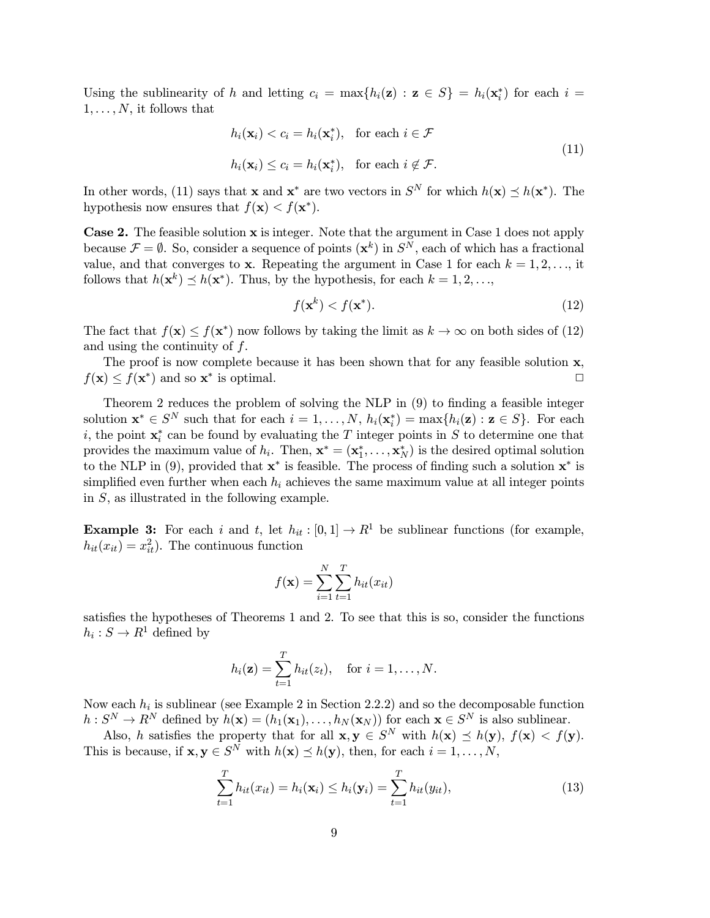Using the sublinearity of $h$ and letting $c_i = \max\{h_i(\mathbf{z}) : \mathbf{z} \in S\} = h_i(\mathbf{x}_i^*)$ for each $i = 1, \ldots, N$, it follows that

$$
\begin{aligned}
h_i(\mathbf{x}_i) &< c_i = h_i(\mathbf{x}_i^*), \quad \text{for each } i \in \mathcal{F} \\
h_i(\mathbf{x}_i) &\leq c_i = h_i(\mathbf{x}_i^*), \quad \text{for each } i \notin \mathcal{F}.
\end{aligned}
\tag{11}
$$

In other words, (11) says that $\mathbf{x}$ and $\mathbf{x}^*$ are two vectors in $S^N$ for which $h(\mathbf{x}) \preceq h(\mathbf{x}^*)$. The hypothesis now ensures that $f(\mathbf{x}) < f(\mathbf{x}^*)$.

**Case 2.** The feasible solution $\mathbf{x}$ is integer. Note that the argument in Case 1 does not apply because $\mathcal{F} = \emptyset$. So, consider a sequence of points $(\mathbf{x}^k)$ in $S^N$, each of which has a fractional value, and that converges to $\mathbf{x}$. Repeating the argument in Case 1 for each $k = 1, 2, \ldots$, it follows that $h(\mathbf{x}^k) \preceq h(\mathbf{x}^*)$. Thus, by the hypothesis, for each $k = 1, 2, \ldots$,

$$
f(\mathbf{x}^k) < f(\mathbf{x}^*). \tag{12}
$$

The fact that $f(\mathbf{x}) \leq f(\mathbf{x}^*)$ now follows by taking the limit as $k \to \infty$ on both sides of (12) and using the continuity of $f$.

The proof is now complete because it has been shown that for any feasible solution $\mathbf{x}$, $f(\mathbf{x}) \leq f(\mathbf{x}^*)$ and so $\mathbf{x}^*$ is optimal. □

Theorem 2 reduces the problem of solving the NLP in (9) to finding a feasible integer solution $\mathbf{x}^* \in S^N$ such that for each $i = 1, \ldots, N$, $h_i(\mathbf{x}_i^*) = \max\{h_i(\mathbf{z}) : \mathbf{z} \in S\}$. For each $i$, the point $\mathbf{x}_i^*$ can be found by evaluating the $T$ integer points in $S$ to determine one that provides the maximum value of $h_i$. Then, $\mathbf{x}^* = (\mathbf{x}_1^*, \ldots, \mathbf{x}_N^*)$ is the desired optimal solution to the NLP in (9), provided that $\mathbf{x}^*$ is feasible. The process of finding such a solution $\mathbf{x}^*$ is simplified even further when each $h_i$ achieves the same maximum value at all integer points in $S$, as illustrated in the following example.

**Example 3:** For each $i$ and $t$, let $h_{it} : [0, 1] \to R^1$ be sublinear functions (for example, $h_{it}(x_{it}) = x_{it}^2$). The continuous function

$$
f(\mathbf{x}) = \sum_{i=1}^{N} \sum_{t=1}^{T} h_{it}(x_{it})
$$

satisfies the hypotheses of Theorems 1 and 2. To see that this is so, consider the functions $h_i : S \to R^1$ defined by

$$
h_i(\mathbf{z}) = \sum_{t=1}^{T} h_{it}(z_t), \quad \text{for } i = 1, \ldots, N.
$$

Now each $h_i$ is sublinear (see Example 2 in Section 2.2.2) and so the decomposable function $h : S^N \to R^N$ defined by $h(\mathbf{x}) = (h_1(\mathbf{x}_1), \ldots, h_N(\mathbf{x}_N))$ for each $\mathbf{x} \in S^N$ is also sublinear.

Also, $h$ satisfies the property that for all $\mathbf{x}, \mathbf{y} \in S^N$ with $h(\mathbf{x}) \preceq h(\mathbf{y})$, $f(\mathbf{x}) < f(\mathbf{y})$. This is because, if $\mathbf{x}, \mathbf{y} \in S^N$ with $h(\mathbf{x}) \preceq h(\mathbf{y})$, then, for each $i = 1, \ldots, N$,

$$
\sum_{t=1}^{T} h_{it}(x_{it}) = h_i(\mathbf{x}_i) \leq h_i(\mathbf{y}_i) = \sum_{t=1}^{T} h_{it}(y_{it}), \tag{13}
$$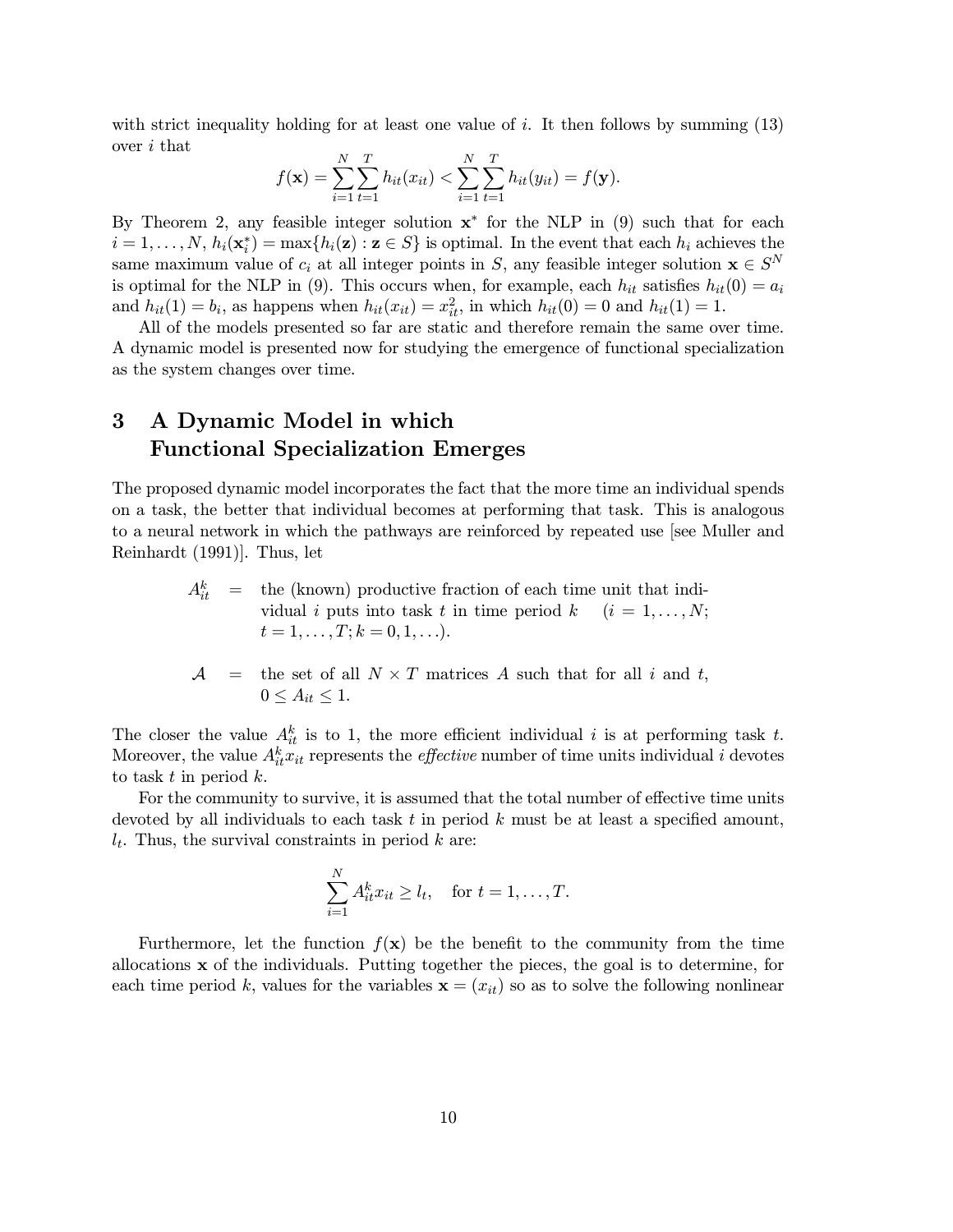with strict inequality holding for at least one value of $i$. It then follows by summing (13) over $i$ that

$$f(\mathbf{x}) = \sum_{i=1}^{N}\sum_{t=1}^{T} h_{it}(x_{it}) < \sum_{i=1}^{N}\sum_{t=1}^{T} h_{it}(y_{it}) = f(\mathbf{y}).$$

By Theorem 2, any feasible integer solution $\mathbf{x}^*$ for the NLP in (9) such that for each $i = 1, \ldots, N$, $h_i(\mathbf{x}_i^*) = \max\{h_i(\mathbf{z}) : \mathbf{z} \in S\}$ is optimal. In the event that each $h_i$ achieves the same maximum value of $c_i$ at all integer points in $S$, any feasible integer solution $\mathbf{x} \in S^N$ is optimal for the NLP in (9). This occurs when, for example, each $h_{it}$ satisfies $h_{it}(0) = a_i$ and $h_{it}(1) = b_i$, as happens when $h_{it}(x_{it}) = x_{it}^2$, in which $h_{it}(0) = 0$ and $h_{it}(1) = 1$.

All of the models presented so far are static and therefore remain the same over time. A dynamic model is presented now for studying the emergence of functional specialization as the system changes over time.

## 3 A Dynamic Model in which Functional Specialization Emerges

The proposed dynamic model incorporates the fact that the more time an individual spends on a task, the better that individual becomes at performing that task. This is analogous to a neural network in which the pathways are reinforced by repeated use [see Muller and Reinhardt (1991)]. Thus, let

$A_{it}^k$ = the (known) productive fraction of each time unit that individual $i$ puts into task $t$ in time period $k$ $(i = 1, \ldots, N; t = 1, \ldots, T; k = 0, 1, \ldots)$.

$\mathcal{A}$ = the set of all $N \times T$ matrices $A$ such that for all $i$ and $t$, $0 \leq A_{it} \leq 1$.

The closer the value $A_{it}^k$ is to 1, the more efficient individual $i$ is at performing task $t$. Moreover, the value $A_{it}^k x_{it}$ represents the *effective* number of time units individual $i$ devotes to task $t$ in period $k$.

For the community to survive, it is assumed that the total number of effective time units devoted by all individuals to each task $t$ in period $k$ must be at least a specified amount, $l_t$. Thus, the survival constraints in period $k$ are:

$$\sum_{i=1}^{N} A_{it}^k x_{it} \geq l_t, \quad \text{for } t = 1, \ldots, T.$$

Furthermore, let the function $f(\mathbf{x})$ be the benefit to the community from the time allocations $\mathbf{x}$ of the individuals. Putting together the pieces, the goal is to determine, for each time period $k$, values for the variables $\mathbf{x} = (x_{it})$ so as to solve the following nonlinear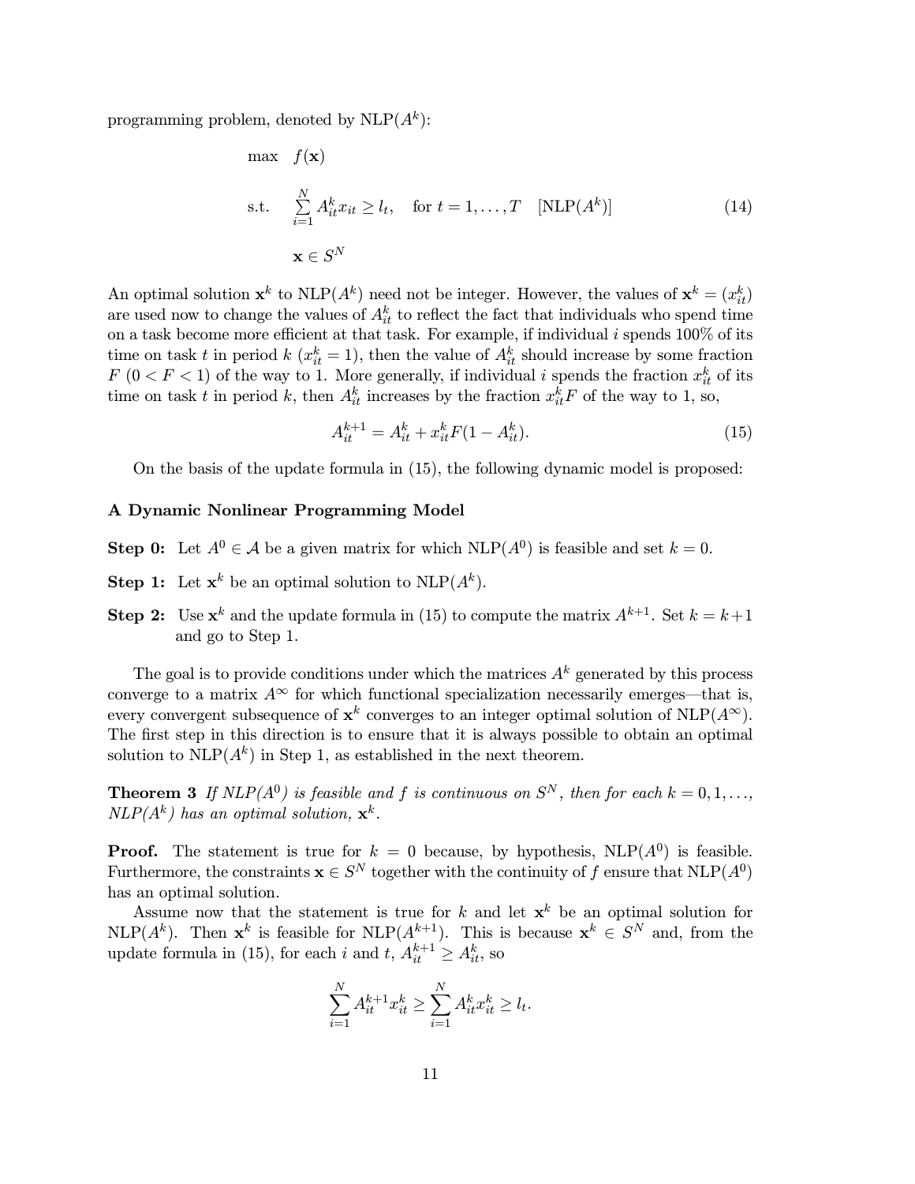programming problem, denoted by NLP($A^k$):

$$
\begin{aligned}
\max \quad & f(\mathbf{x}) \\
\text{s.t.} \quad & \sum_{i=1}^{N} A_{it}^k x_{it} \geq l_t, \quad \text{for } t = 1, \ldots, T \quad [\text{NLP}(A^k)] \\
& \mathbf{x} \in S^N
\end{aligned}
\tag{14}
$$

An optimal solution $\mathbf{x}^k$ to NLP($A^k$) need not be integer. However, the values of $\mathbf{x}^k = (x_{it}^k)$ are used now to change the values of $A_{it}^k$ to reflect the fact that individuals who spend time on a task become more efficient at that task. For example, if individual $i$ spends 100% of its time on task $t$ in period $k$ ($x_{it}^k = 1$), then the value of $A_{it}^k$ should increase by some fraction $F$ ($0 < F < 1$) of the way to 1. More generally, if individual $i$ spends the fraction $x_{it}^k$ of its time on task $t$ in period $k$, then $A_{it}^k$ increases by the fraction $x_{it}^k F$ of the way to 1, so,

$$
A_{it}^{k+1} = A_{it}^k + x_{it}^k F(1 - A_{it}^k). \tag{15}
$$

On the basis of the update formula in (15), the following dynamic model is proposed:

**A Dynamic Nonlinear Programming Model**

**Step 0:** Let $A^0 \in \mathcal{A}$ be a given matrix for which NLP($A^0$) is feasible and set $k = 0$.

**Step 1:** Let $\mathbf{x}^k$ be an optimal solution to NLP($A^k$).

**Step 2:** Use $\mathbf{x}^k$ and the update formula in (15) to compute the matrix $A^{k+1}$. Set $k = k+1$ and go to Step 1.

The goal is to provide conditions under which the matrices $A^k$ generated by this process converge to a matrix $A^\infty$ for which functional specialization necessarily emerges—that is, every convergent subsequence of $\mathbf{x}^k$ converges to an integer optimal solution of NLP($A^\infty$). The first step in this direction is to ensure that it is always possible to obtain an optimal solution to NLP($A^k$) in Step 1, as established in the next theorem.

**Theorem 3** *If NLP($A^0$) is feasible and $f$ is continuous on $S^N$, then for each $k = 0, 1, \ldots$, NLP($A^k$) has an optimal solution, $\mathbf{x}^k$.*

**Proof.** The statement is true for $k = 0$ because, by hypothesis, NLP($A^0$) is feasible. Furthermore, the constraints $\mathbf{x} \in S^N$ together with the continuity of $f$ ensure that NLP($A^0$) has an optimal solution.

Assume now that the statement is true for $k$ and let $\mathbf{x}^k$ be an optimal solution for NLP($A^k$). Then $\mathbf{x}^k$ is feasible for NLP($A^{k+1}$). This is because $\mathbf{x}^k \in S^N$ and, from the update formula in (15), for each $i$ and $t$, $A_{it}^{k+1} \geq A_{it}^k$, so

$$
\sum_{i=1}^{N} A_{it}^{k+1} x_{it}^k \geq \sum_{i=1}^{N} A_{it}^k x_{it}^k \geq l_t.
$$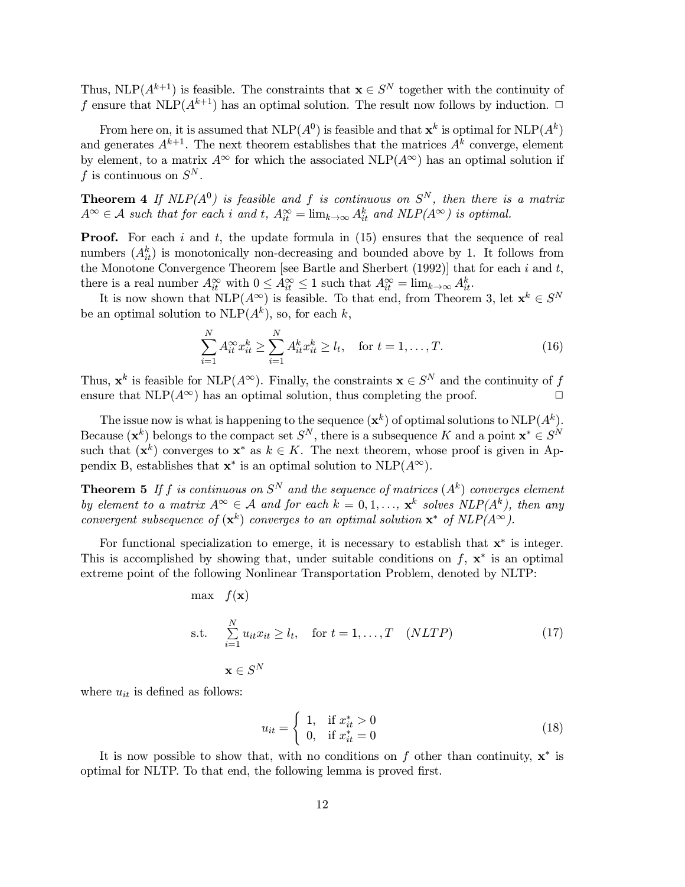Thus, NLP($A^{k+1}$) is feasible. The constraints that $\mathbf{x} \in S^N$ together with the continuity of $f$ ensure that NLP($A^{k+1}$) has an optimal solution. The result now follows by induction. □

From here on, it is assumed that NLP($A^0$) is feasible and that $\mathbf{x}^k$ is optimal for NLP($A^k$) and generates $A^{k+1}$. The next theorem establishes that the matrices $A^k$ converge, element by element, to a matrix $A^\infty$ for which the associated NLP($A^\infty$) has an optimal solution if $f$ is continuous on $S^N$.

**Theorem 4** *If NLP($A^0$) is feasible and $f$ is continuous on $S^N$, then there is a matrix $A^\infty \in \mathcal{A}$ such that for each $i$ and $t$, $A^\infty_{it} = \lim_{k\to\infty} A^k_{it}$ and NLP($A^\infty$) is optimal.*

**Proof.** For each $i$ and $t$, the update formula in (15) ensures that the sequence of real numbers $(A^k_{it})$ is monotonically non-decreasing and bounded above by 1. It follows from the Monotone Convergence Theorem [see Bartle and Sherbert (1992)] that for each $i$ and $t$, there is a real number $A^\infty_{it}$ with $0 \le A^\infty_{it} \le 1$ such that $A^\infty_{it} = \lim_{k\to\infty} A^k_{it}$.

It is now shown that NLP($A^\infty$) is feasible. To that end, from Theorem 3, let $\mathbf{x}^k \in S^N$ be an optimal solution to NLP($A^k$), so, for each $k$,

$$\sum_{i=1}^{N} A^\infty_{it} x^k_{it} \ge \sum_{i=1}^{N} A^k_{it} x^k_{it} \ge l_t, \quad \text{for } t = 1, \ldots, T. \tag{16}$$

Thus, $\mathbf{x}^k$ is feasible for NLP($A^\infty$). Finally, the constraints $\mathbf{x} \in S^N$ and the continuity of $f$ ensure that NLP($A^\infty$) has an optimal solution, thus completing the proof. □

The issue now is what is happening to the sequence $(\mathbf{x}^k)$ of optimal solutions to NLP($A^k$). Because $(\mathbf{x}^k)$ belongs to the compact set $S^N$, there is a subsequence $K$ and a point $\mathbf{x}^* \in S^N$ such that $(\mathbf{x}^k)$ converges to $\mathbf{x}^*$ as $k \in K$. The next theorem, whose proof is given in Appendix B, establishes that $\mathbf{x}^*$ is an optimal solution to NLP($A^\infty$).

**Theorem 5** *If $f$ is continuous on $S^N$ and the sequence of matrices $(A^k)$ converges element by element to a matrix $A^\infty \in \mathcal{A}$ and for each $k = 0, 1, \ldots,$ $\mathbf{x}^k$ solves NLP($A^k$), then any convergent subsequence of $(\mathbf{x}^k)$ converges to an optimal solution $\mathbf{x}^*$ of NLP($A^\infty$).*

For functional specialization to emerge, it is necessary to establish that $\mathbf{x}^*$ is integer. This is accomplished by showing that, under suitable conditions on $f$, $\mathbf{x}^*$ is an optimal extreme point of the following Nonlinear Transportation Problem, denoted by NLTP:

$$\begin{aligned} \max \quad & f(\mathbf{x}) \\ \text{s.t.} \quad & \sum_{i=1}^{N} u_{it} x_{it} \ge l_t, \quad \text{for } t = 1, \ldots, T \quad (NLTP) \\ & \mathbf{x} \in S^N \end{aligned} \tag{17}$$

where $u_{it}$ is defined as follows:

$$u_{it} = \begin{cases} 1, & \text{if } x^*_{it} > 0 \\ 0, & \text{if } x^*_{it} = 0 \end{cases} \tag{18}$$

It is now possible to show that, with no conditions on $f$ other than continuity, $\mathbf{x}^*$ is optimal for NLTP. To that end, the following lemma is proved first.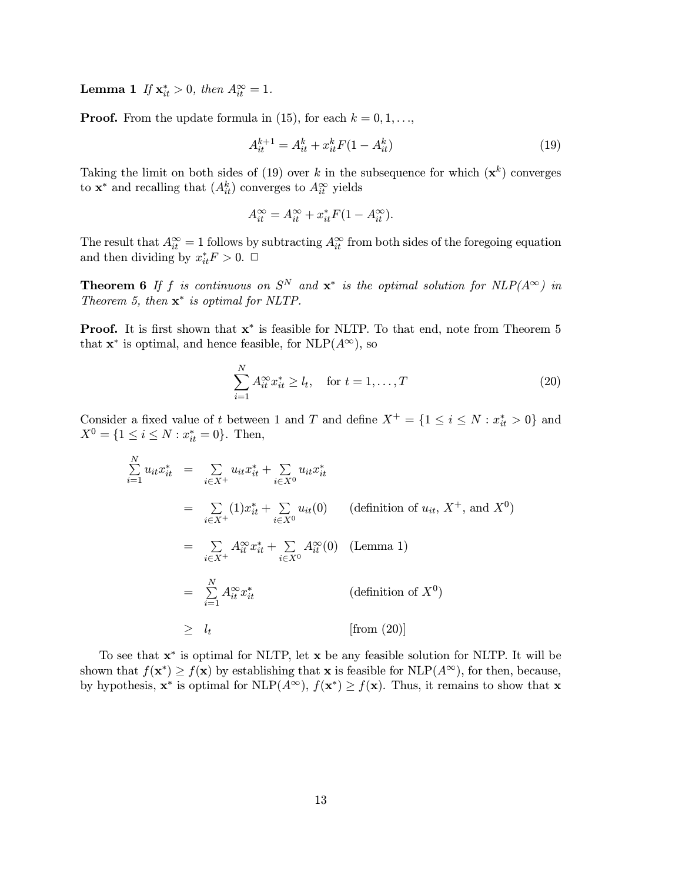**Lemma 1** *If $\mathbf{x}^*_{it} > 0$, then $A^\infty_{it} = 1$.*

**Proof.** From the update formula in (15), for each $k = 0, 1, \ldots$,

$$A^{k+1}_{it} = A^k_{it} + x^k_{it} F(1 - A^k_{it}) \tag{19}$$

Taking the limit on both sides of (19) over $k$ in the subsequence for which $(\mathbf{x}^k)$ converges to $\mathbf{x}^*$ and recalling that $(A^k_{it})$ converges to $A^\infty_{it}$ yields

$$A^\infty_{it} = A^\infty_{it} + x^*_{it} F(1 - A^\infty_{it}).$$

The result that $A^\infty_{it} = 1$ follows by subtracting $A^\infty_{it}$ from both sides of the foregoing equation and then dividing by $x^*_{it} F > 0$. □

**Theorem 6** *If $f$ is continuous on $S^N$ and $\mathbf{x}^*$ is the optimal solution for NLP($A^\infty$) in Theorem 5, then $\mathbf{x}^*$ is optimal for NLTP.*

**Proof.** It is first shown that $\mathbf{x}^*$ is feasible for NLTP. To that end, note from Theorem 5 that $\mathbf{x}^*$ is optimal, and hence feasible, for NLP($A^\infty$), so

$$\sum_{i=1}^{N} A^\infty_{it} x^*_{it} \geq l_t, \quad \text{for } t = 1, \ldots, T \tag{20}$$

Consider a fixed value of $t$ between 1 and $T$ and define $X^+ = \{1 \leq i \leq N : x^*_{it} > 0\}$ and $X^0 = \{1 \leq i \leq N : x^*_{it} = 0\}$. Then,

$$\begin{aligned}
\sum_{i=1}^{N} u_{it} x^*_{it} &= \sum_{i \in X^+} u_{it} x^*_{it} + \sum_{i \in X^0} u_{it} x^*_{it} \\
&= \sum_{i \in X^+} (1) x^*_{it} + \sum_{i \in X^0} u_{it}(0) \qquad \text{(definition of } u_{it}, X^+, \text{ and } X^0) \\
&= \sum_{i \in X^+} A^\infty_{it} x^*_{it} + \sum_{i \in X^0} A^\infty_{it}(0) \quad \text{(Lemma 1)} \\
&= \sum_{i=1}^{N} A^\infty_{it} x^*_{it} \qquad \text{(definition of } X^0) \\
&\geq l_t \qquad \text{[from (20)]}
\end{aligned}$$

To see that $\mathbf{x}^*$ is optimal for NLTP, let $\mathbf{x}$ be any feasible solution for NLTP. It will be shown that $f(\mathbf{x}^*) \geq f(\mathbf{x})$ by establishing that $\mathbf{x}$ is feasible for NLP($A^\infty$), for then, because, by hypothesis, $\mathbf{x}^*$ is optimal for NLP($A^\infty$), $f(\mathbf{x}^*) \geq f(\mathbf{x})$. Thus, it remains to show that $\mathbf{x}$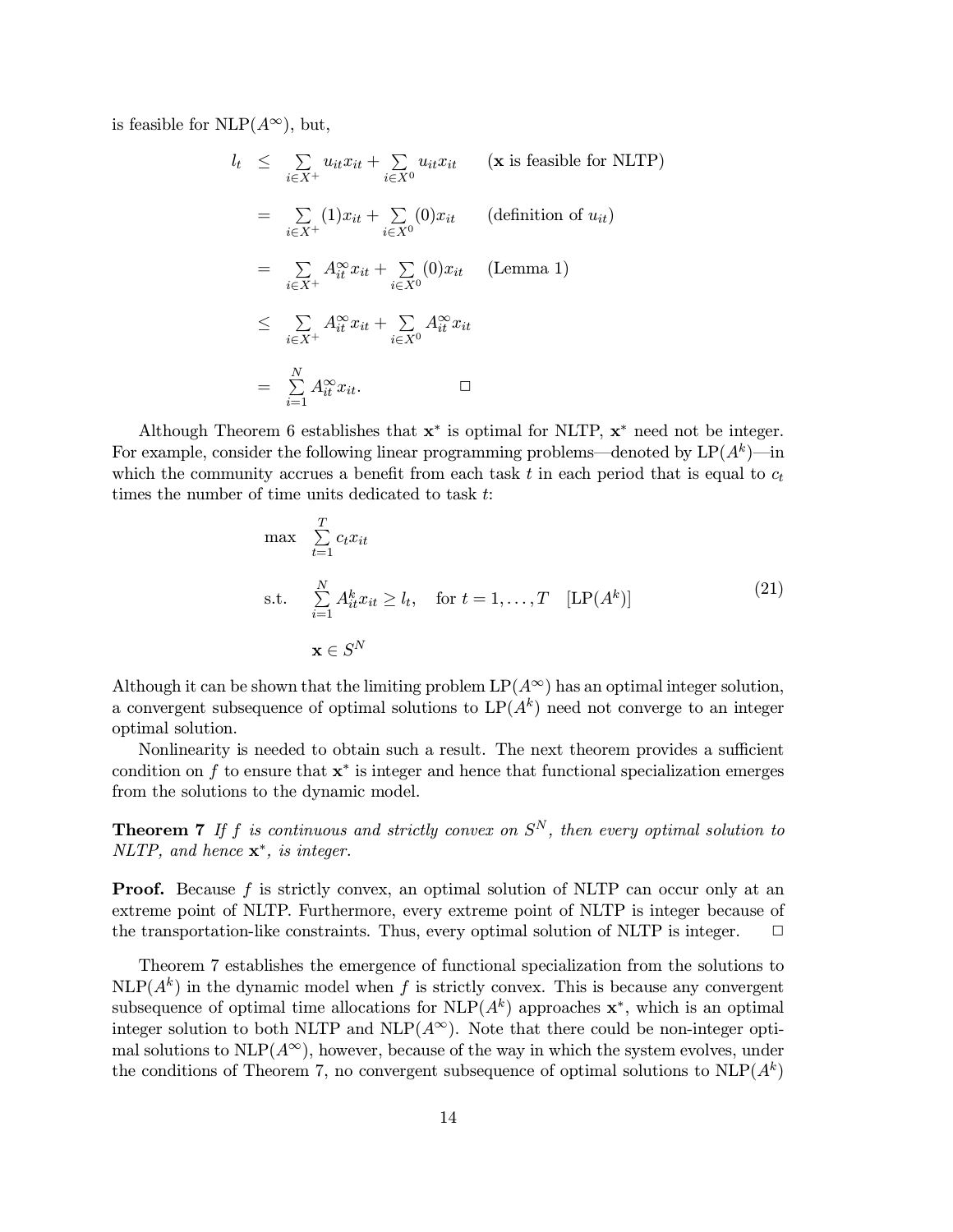is feasible for NLP($A^\infty$), but,

$$
\begin{aligned}
l_t &\leq \sum_{i \in X^+} u_{it} x_{it} + \sum_{i \in X^0} u_{it} x_{it} && (\mathbf{x} \text{ is feasible for NLTP}) \\
&= \sum_{i \in X^+} (1) x_{it} + \sum_{i \in X^0} (0) x_{it} && (\text{definition of } u_{it}) \\
&= \sum_{i \in X^+} A_{it}^\infty x_{it} + \sum_{i \in X^0} (0) x_{it} && (\text{Lemma 1}) \\
&\leq \sum_{i \in X^+} A_{it}^\infty x_{it} + \sum_{i \in X^0} A_{it}^\infty x_{it} \\
&= \sum_{i=1}^{N} A_{it}^\infty x_{it}. && \square
\end{aligned}
$$

Although Theorem 6 establishes that $\mathbf{x}^*$ is optimal for NLTP, $\mathbf{x}^*$ need not be integer. For example, consider the following linear programming problems—denoted by LP($A^k$)—in which the community accrues a benefit from each task $t$ in each period that is equal to $c_t$ times the number of time units dedicated to task $t$:

$$
\begin{aligned}
\max \quad & \sum_{t=1}^{T} c_t x_{it} \\
\text{s.t.} \quad & \sum_{i=1}^{N} A_{it}^k x_{it} \geq l_t, \quad \text{for } t = 1, \ldots, T \quad [\text{LP}(A^k)] \\
& \mathbf{x} \in S^N
\end{aligned}
\tag{21}
$$

Although it can be shown that the limiting problem LP($A^\infty$) has an optimal integer solution, a convergent subsequence of optimal solutions to LP($A^k$) need not converge to an integer optimal solution.

Nonlinearity is needed to obtain such a result. The next theorem provides a sufficient condition on $f$ to ensure that $\mathbf{x}^*$ is integer and hence that functional specialization emerges from the solutions to the dynamic model.

**Theorem 7** *If $f$ is continuous and strictly convex on $S^N$, then every optimal solution to NLTP, and hence $\mathbf{x}^*$, is integer.*

**Proof.** Because $f$ is strictly convex, an optimal solution of NLTP can occur only at an extreme point of NLTP. Furthermore, every extreme point of NLTP is integer because of the transportation-like constraints. Thus, every optimal solution of NLTP is integer. $\square$

Theorem 7 establishes the emergence of functional specialization from the solutions to NLP($A^k$) in the dynamic model when $f$ is strictly convex. This is because any convergent subsequence of optimal time allocations for NLP($A^k$) approaches $\mathbf{x}^*$, which is an optimal integer solution to both NLTP and NLP($A^\infty$). Note that there could be non-integer optimal solutions to NLP($A^\infty$), however, because of the way in which the system evolves, under the conditions of Theorem 7, no convergent subsequence of optimal solutions to NLP($A^k$)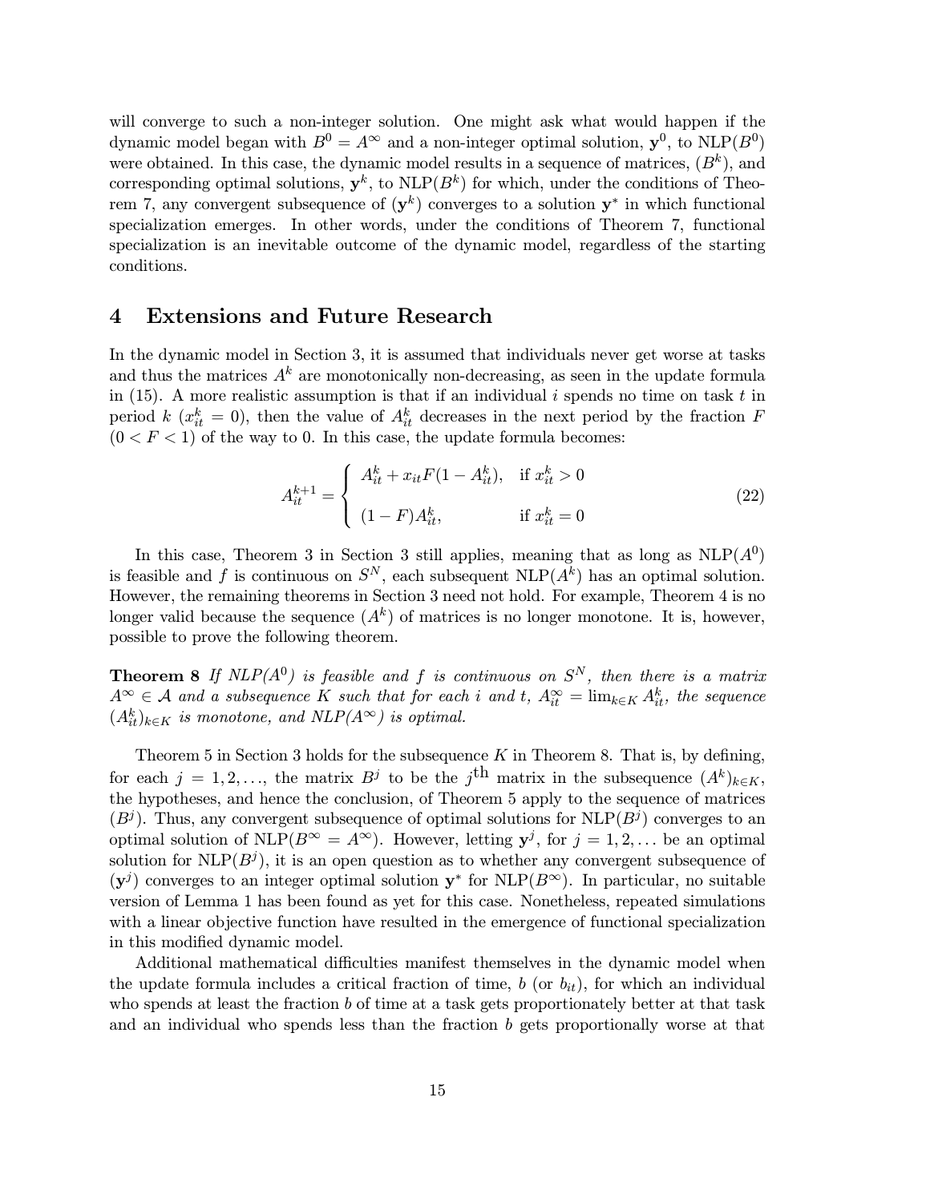will converge to such a non-integer solution. One might ask what would happen if the dynamic model began with $B^0 = A^\infty$ and a non-integer optimal solution, $\mathbf{y}^0$, to NLP($B^0$) were obtained. In this case, the dynamic model results in a sequence of matrices, $(B^k)$, and corresponding optimal solutions, $\mathbf{y}^k$, to NLP($B^k$) for which, under the conditions of Theorem 7, any convergent subsequence of $(\mathbf{y}^k)$ converges to a solution $\mathbf{y}^*$ in which functional specialization emerges. In other words, under the conditions of Theorem 7, functional specialization is an inevitable outcome of the dynamic model, regardless of the starting conditions.

# 4 Extensions and Future Research

In the dynamic model in Section 3, it is assumed that individuals never get worse at tasks and thus the matrices $A^k$ are monotonically non-decreasing, as seen in the update formula in (15). A more realistic assumption is that if an individual $i$ spends no time on task $t$ in period $k$ ($x_{it}^k = 0$), then the value of $A_{it}^k$ decreases in the next period by the fraction $F$ ($0 < F < 1$) of the way to 0. In this case, the update formula becomes:

$$A_{it}^{k+1} = \begin{cases} A_{it}^k + x_{it} F(1 - A_{it}^k), & \text{if } x_{it}^k > 0 \\ (1-F)A_{it}^k, & \text{if } x_{it}^k = 0 \end{cases} \tag{22}$$

In this case, Theorem 3 in Section 3 still applies, meaning that as long as NLP($A^0$) is feasible and $f$ is continuous on $S^N$, each subsequent NLP($A^k$) has an optimal solution. However, the remaining theorems in Section 3 need not hold. For example, Theorem 4 is no longer valid because the sequence $(A^k)$ of matrices is no longer monotone. It is, however, possible to prove the following theorem.

**Theorem 8** *If NLP($A^0$) is feasible and $f$ is continuous on $S^N$, then there is a matrix $A^\infty \in \mathcal{A}$ and a subsequence $K$ such that for each $i$ and $t$, $A_{it}^\infty = \lim_{k \in K} A_{it}^k$, the sequence $(A_{it}^k)_{k \in K}$ is monotone, and NLP($A^\infty$) is optimal.*

Theorem 5 in Section 3 holds for the subsequence $K$ in Theorem 8. That is, by defining, for each $j = 1, 2, \ldots$, the matrix $B^j$ to be the $j^{\text{th}}$ matrix in the subsequence $(A^k)_{k \in K}$, the hypotheses, and hence the conclusion, of Theorem 5 apply to the sequence of matrices $(B^j)$. Thus, any convergent subsequence of optimal solutions for NLP($B^j$) converges to an optimal solution of NLP($B^\infty = A^\infty$). However, letting $\mathbf{y}^j$, for $j = 1, 2, \ldots$ be an optimal solution for NLP($B^j$), it is an open question as to whether any convergent subsequence of $(\mathbf{y}^j)$ converges to an integer optimal solution $\mathbf{y}^*$ for NLP($B^\infty$). In particular, no suitable version of Lemma 1 has been found as yet for this case. Nonetheless, repeated simulations with a linear objective function have resulted in the emergence of functional specialization in this modified dynamic model.

Additional mathematical difficulties manifest themselves in the dynamic model when the update formula includes a critical fraction of time, $b$ (or $b_{it}$), for which an individual who spends at least the fraction $b$ of time at a task gets proportionately better at that task and an individual who spends less than the fraction $b$ gets proportionally worse at that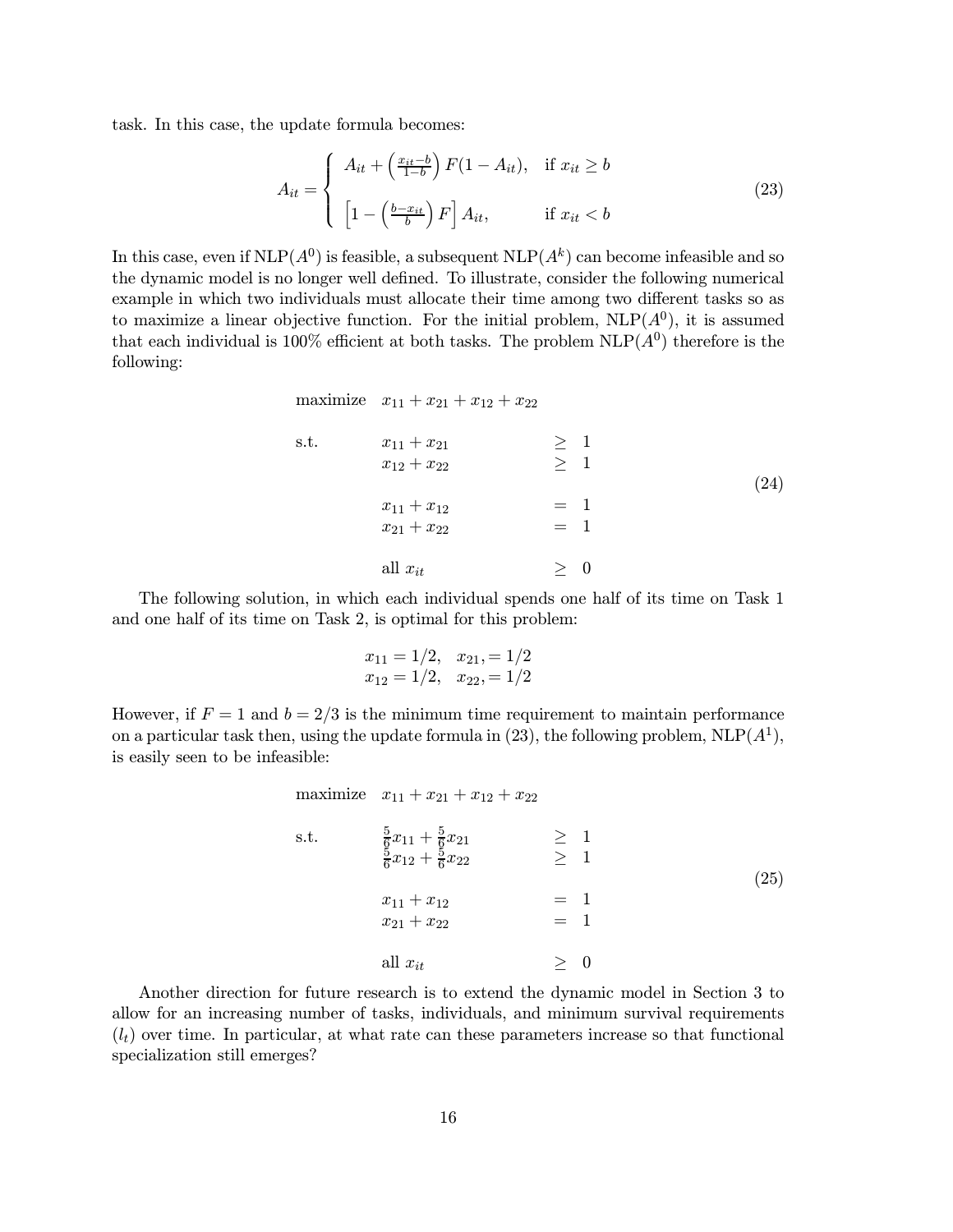task. In this case, the update formula becomes:

$$A_{it} = \begin{cases} A_{it} + \left(\frac{x_{it}-b}{1-b}\right) F(1-A_{it}), & \text{if } x_{it} \geq b \\ \left[1 - \left(\frac{b-x_{it}}{b}\right) F\right] A_{it}, & \text{if } x_{it} < b \end{cases} \tag{23}$$

In this case, even if $\text{NLP}(A^0)$ is feasible, a subsequent $\text{NLP}(A^k)$ can become infeasible and so the dynamic model is no longer well defined. To illustrate, consider the following numerical example in which two individuals must allocate their time among two different tasks so as to maximize a linear objective function. For the initial problem, $\text{NLP}(A^0)$, it is assumed that each individual is 100% efficient at both tasks. The problem $\text{NLP}(A^0)$ therefore is the following:

$$\begin{array}{lllll} \text{maximize} & x_{11} + x_{21} + x_{12} + x_{22} & & & \\ & & & & \\ \text{s.t.} & x_{11} + x_{21} & \geq & 1 & \\ & x_{12} + x_{22} & \geq & 1 & \\ & & & & \\ & x_{11} + x_{12} & = & 1 & \\ & x_{21} + x_{22} & = & 1 & \\ & & & & \\ & \text{all } x_{it} & \geq & 0 & \end{array} \tag{24}$$

The following solution, in which each individual spends one half of its time on Task 1 and one half of its time on Task 2, is optimal for this problem:

$$\begin{array}{ll} x_{11} = 1/2, & x_{21}, = 1/2 \\ x_{12} = 1/2, & x_{22}, = 1/2 \end{array}$$

However, if $F = 1$ and $b = 2/3$ is the minimum time requirement to maintain performance on a particular task then, using the update formula in (23), the following problem, $\text{NLP}(A^1)$, is easily seen to be infeasible:

$$\begin{array}{lllll} \text{maximize} & x_{11} + x_{21} + x_{12} + x_{22} & & & \\ & & & & \\ \text{s.t.} & \frac{5}{6}x_{11} + \frac{5}{6}x_{21} & \geq & 1 & \\ & \frac{5}{6}x_{12} + \frac{5}{6}x_{22} & \geq & 1 & \\ & & & & \\ & x_{11} + x_{12} & = & 1 & \\ & x_{21} + x_{22} & = & 1 & \\ & & & & \\ & \text{all } x_{it} & \geq & 0 & \end{array} \tag{25}$$

Another direction for future research is to extend the dynamic model in Section 3 to allow for an increasing number of tasks, individuals, and minimum survival requirements ($l_t$) over time. In particular, at what rate can these parameters increase so that functional specialization still emerges?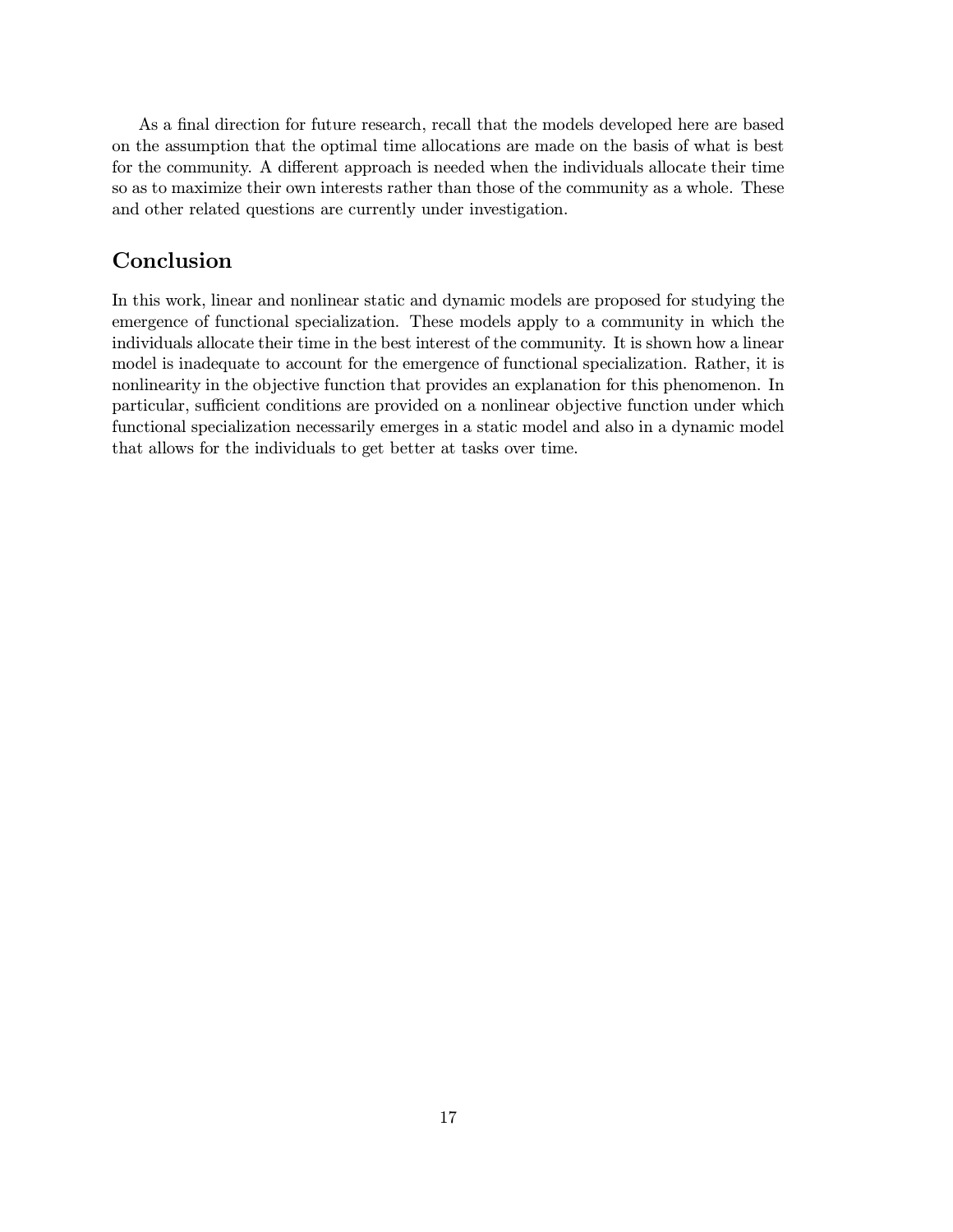As a final direction for future research, recall that the models developed here are based on the assumption that the optimal time allocations are made on the basis of what is best for the community. A different approach is needed when the individuals allocate their time so as to maximize their own interests rather than those of the community as a whole. These and other related questions are currently under investigation.

## Conclusion

In this work, linear and nonlinear static and dynamic models are proposed for studying the emergence of functional specialization. These models apply to a community in which the individuals allocate their time in the best interest of the community. It is shown how a linear model is inadequate to account for the emergence of functional specialization. Rather, it is nonlinearity in the objective function that provides an explanation for this phenomenon. In particular, sufficient conditions are provided on a nonlinear objective function under which functional specialization necessarily emerges in a static model and also in a dynamic model that allows for the individuals to get better at tasks over time.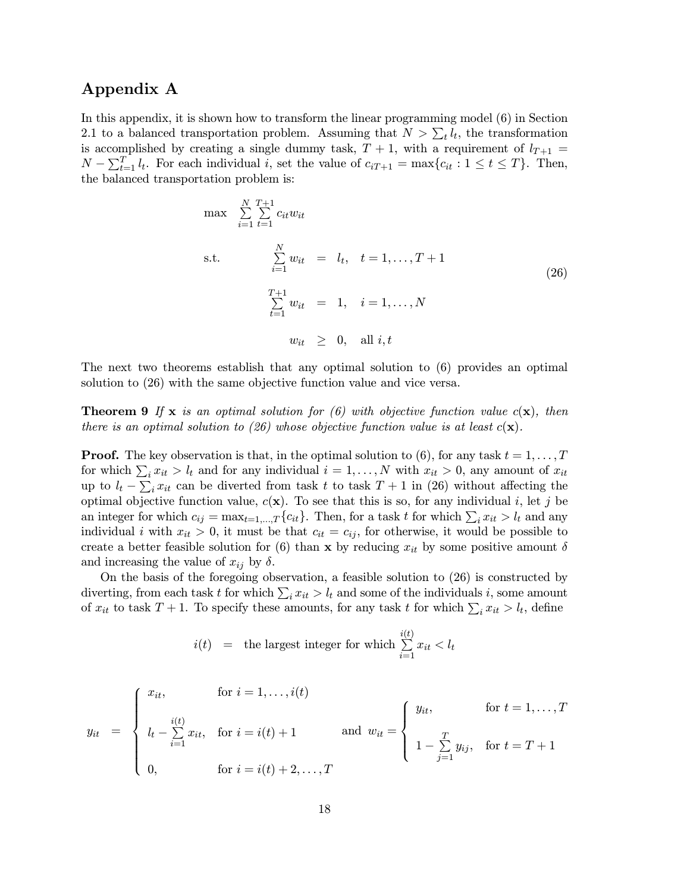## Appendix A

In this appendix, it is shown how to transform the linear programming model (6) in Section 2.1 to a balanced transportation problem. Assuming that $N > \sum_t l_t$, the transformation is accomplished by creating a single dummy task, $T+1$, with a requirement of $l_{T+1} = N - \sum_{t=1}^{T} l_t$. For each individual $i$, set the value of $c_{iT+1} = \max\{c_{it} : 1 \le t \le T\}$. Then, the balanced transportation problem is:

$$
\begin{aligned}
\max \quad & \sum_{i=1}^{N} \sum_{t=1}^{T+1} c_{it} w_{it} \\
\text{s.t.} \quad & \sum_{i=1}^{N} w_{it} = l_t, \quad t = 1, \ldots, T+1 \\
& \sum_{t=1}^{T+1} w_{it} = 1, \quad i = 1, \ldots, N \\
& w_{it} \ge 0, \quad \text{all } i, t
\end{aligned}
\tag{26}
$$

The next two theorems establish that any optimal solution to (6) provides an optimal solution to (26) with the same objective function value and vice versa.

**Theorem 9** *If* $\mathbf{x}$ *is an optimal solution for (6) with objective function value* $c(\mathbf{x})$*, then there is an optimal solution to (26) whose objective function value is at least* $c(\mathbf{x})$*.*

**Proof.** The key observation is that, in the optimal solution to (6), for any task $t = 1, \ldots, T$ for which $\sum_i x_{it} > l_t$ and for any individual $i = 1, \ldots, N$ with $x_{it} > 0$, any amount of $x_{it}$ up to $l_t - \sum_i x_{it}$ can be diverted from task $t$ to task $T+1$ in (26) without affecting the optimal objective function value, $c(\mathbf{x})$. To see that this is so, for any individual $i$, let $j$ be an integer for which $c_{ij} = \max_{t=1,\ldots,T}\{c_{it}\}$. Then, for a task $t$ for which $\sum_i x_{it} > l_t$ and any individual $i$ with $x_{it} > 0$, it must be that $c_{it} = c_{ij}$, for otherwise, it would be possible to create a better feasible solution for (6) than $\mathbf{x}$ by reducing $x_{it}$ by some positive amount $\delta$ and increasing the value of $x_{ij}$ by $\delta$.

On the basis of the foregoing observation, a feasible solution to (26) is constructed by diverting, from each task $t$ for which $\sum_i x_{it} > l_t$ and some of the individuals $i$, some amount of $x_{it}$ to task $T+1$. To specify these amounts, for any task $t$ for which $\sum_i x_{it} > l_t$, define

$$
i(t) \quad = \quad \text{the largest integer for which } \sum_{i=1}^{i(t)} x_{it} < l_t
$$

$$
y_{it} = \begin{cases} x_{it}, & \text{for } i = 1, \ldots, i(t) \\ l_t - \sum_{i=1}^{i(t)} x_{it}, & \text{for } i = i(t)+1 \\ 0, & \text{for } i = i(t)+2, \ldots, T \end{cases}
\quad \text{and } w_{it} = \begin{cases} y_{it}, & \text{for } t = 1, \ldots, T \\ 1 - \sum_{j=1}^{T} y_{ij}, & \text{for } t = T+1 \end{cases}
$$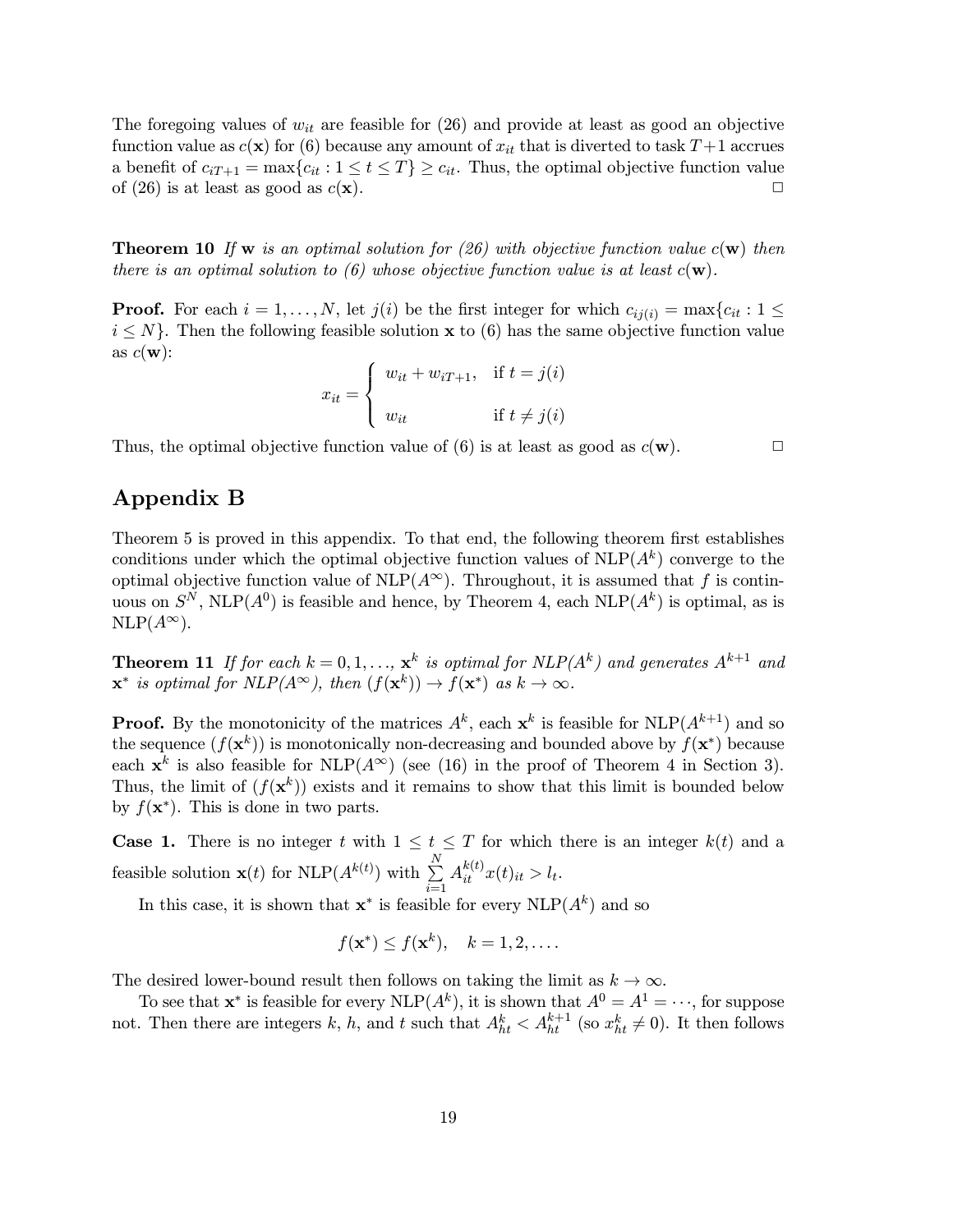The foregoing values of $w_{it}$ are feasible for (26) and provide at least as good an objective function value as $c(\mathbf{x})$ for (6) because any amount of $x_{it}$ that is diverted to task $T+1$ accrues a benefit of $c_{iT+1} = \max\{c_{it} : 1 \leq t \leq T\} \geq c_{it}$. Thus, the optimal objective function value of (26) is at least as good as $c(\mathbf{x})$. □

**Theorem 10** *If* $\mathbf{w}$ *is an optimal solution for (26) with objective function value* $c(\mathbf{w})$ *then there is an optimal solution to (6) whose objective function value is at least* $c(\mathbf{w})$*.*

**Proof.** For each $i = 1, \ldots, N$, let $j(i)$ be the first integer for which $c_{ij(i)} = \max\{c_{it} : 1 \leq i \leq N\}$. Then the following feasible solution $\mathbf{x}$ to (6) has the same objective function value as $c(\mathbf{w})$:

$$x_{it} = \begin{cases} w_{it} + w_{iT+1}, & \text{if } t = j(i) \\ \\ w_{it} & \text{if } t \neq j(i) \end{cases}$$

Thus, the optimal objective function value of (6) is at least as good as $c(\mathbf{w})$. □

# Appendix B

Theorem 5 is proved in this appendix. To that end, the following theorem first establishes conditions under which the optimal objective function values of NLP($A^k$) converge to the optimal objective function value of NLP($A^\infty$). Throughout, it is assumed that $f$ is continuous on $S^N$, NLP($A^0$) is feasible and hence, by Theorem 4, each NLP($A^k$) is optimal, as is NLP($A^\infty$).

**Theorem 11** *If for each* $k = 0, 1, \ldots$, $\mathbf{x}^k$ *is optimal for NLP(*$A^k$*) and generates* $A^{k+1}$ *and* $\mathbf{x}^*$ *is optimal for NLP(*$A^\infty$*), then* $(f(\mathbf{x}^k)) \to f(\mathbf{x}^*)$ *as* $k \to \infty$*.*

**Proof.** By the monotonicity of the matrices $A^k$, each $\mathbf{x}^k$ is feasible for NLP($A^{k+1}$) and so the sequence $(f(\mathbf{x}^k))$ is monotonically non-decreasing and bounded above by $f(\mathbf{x}^*)$ because each $\mathbf{x}^k$ is also feasible for NLP($A^\infty$) (see (16) in the proof of Theorem 4 in Section 3). Thus, the limit of $(f(\mathbf{x}^k))$ exists and it remains to show that this limit is bounded below by $f(\mathbf{x}^*)$. This is done in two parts.

**Case 1.** There is no integer $t$ with $1 \leq t \leq T$ for which there is an integer $k(t)$ and a feasible solution $\mathbf{x}(t)$ for NLP($A^{k(t)}$) with $\sum_{i=1}^{N} A_{it}^{k(t)} x(t)_{it} > l_t$.

In this case, it is shown that $\mathbf{x}^*$ is feasible for every NLP($A^k$) and so

$$f(\mathbf{x}^*) \leq f(\mathbf{x}^k), \quad k = 1, 2, \ldots.$$

The desired lower-bound result then follows on taking the limit as $k \to \infty$.

To see that $\mathbf{x}^*$ is feasible for every NLP($A^k$), it is shown that $A^0 = A^1 = \cdots$, for suppose not. Then there are integers $k$, $h$, and $t$ such that $A_{ht}^k < A_{ht}^{k+1}$ (so $x_{ht}^k \neq 0$). It then follows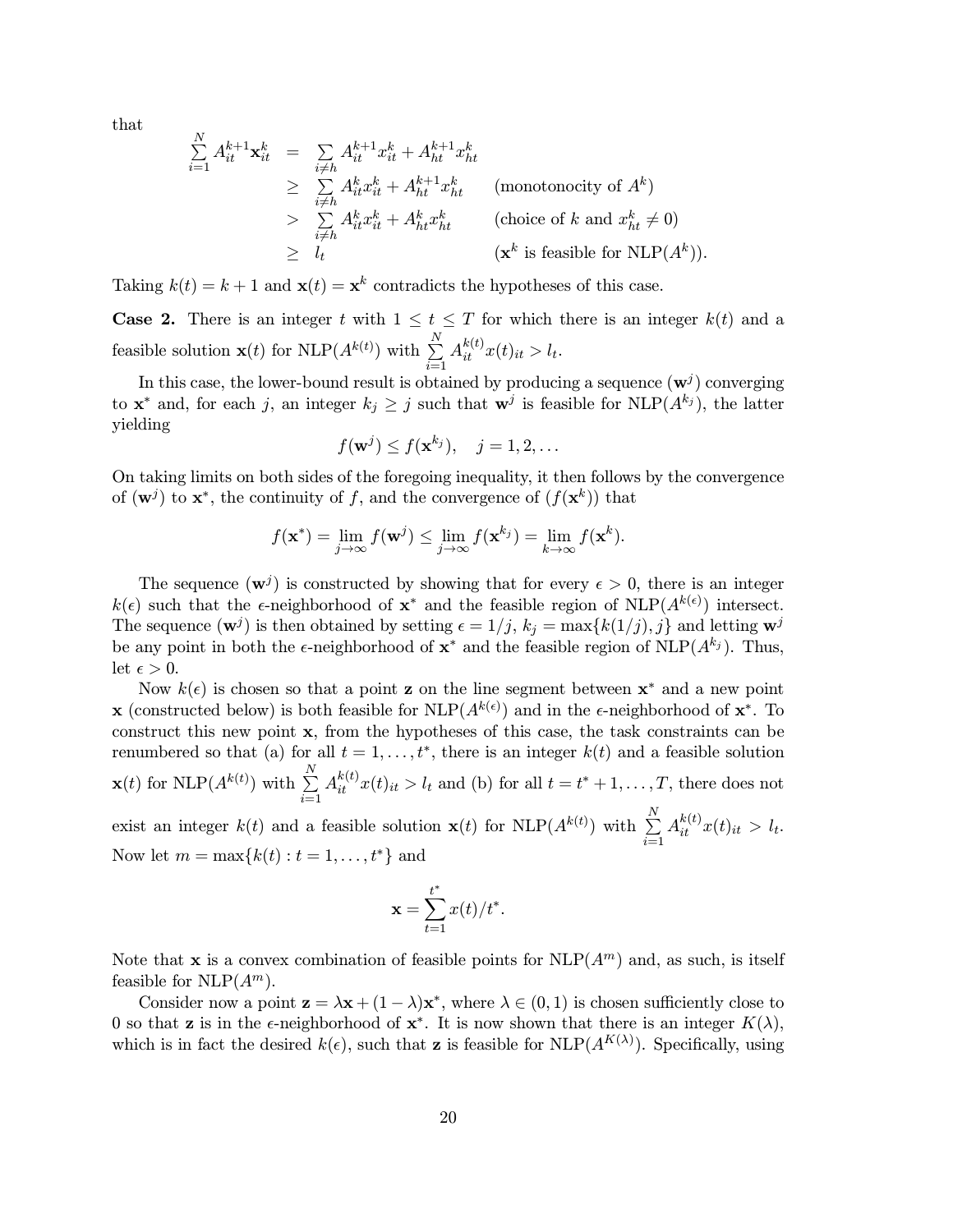that

$$
\begin{aligned}
\sum_{i=1}^{N} A_{it}^{k+1} \mathbf{x}_{it}^{k} &= \sum_{i \neq h} A_{it}^{k+1} x_{it}^{k} + A_{ht}^{k+1} x_{ht}^{k} \\
&\geq \sum_{i \neq h} A_{it}^{k} x_{it}^{k} + A_{ht}^{k+1} x_{ht}^{k} \qquad \text{(monotonocity of } A^k\text{)} \\
&> \sum_{i \neq h} A_{it}^{k} x_{it}^{k} + A_{ht}^{k} x_{ht}^{k} \qquad \text{(choice of } k \text{ and } x_{ht}^{k} \neq 0\text{)} \\
&\geq l_t \qquad (\mathbf{x}^k \text{ is feasible for NLP}(A^k)).
\end{aligned}
$$

Taking $k(t) = k+1$ and $\mathbf{x}(t) = \mathbf{x}^k$ contradicts the hypotheses of this case.

**Case 2.** There is an integer $t$ with $1 \leq t \leq T$ for which there is an integer $k(t)$ and a feasible solution $\mathbf{x}(t)$ for NLP($A^{k(t)}$) with $\sum_{i=1}^{N} A_{it}^{k(t)} x(t)_{it} > l_t$.

In this case, the lower-bound result is obtained by producing a sequence $(\mathbf{w}^j)$ converging to $\mathbf{x}^*$ and, for each $j$, an integer $k_j \geq j$ such that $\mathbf{w}^j$ is feasible for NLP($A^{k_j}$), the latter yielding

$$
f(\mathbf{w}^j) \leq f(\mathbf{x}^{k_j}), \quad j = 1, 2, \ldots
$$

On taking limits on both sides of the foregoing inequality, it then follows by the convergence of $(\mathbf{w}^j)$ to $\mathbf{x}^*$, the continuity of $f$, and the convergence of $(f(\mathbf{x}^k))$ that

$$
f(\mathbf{x}^*) = \lim_{j \to \infty} f(\mathbf{w}^j) \leq \lim_{j \to \infty} f(\mathbf{x}^{k_j}) = \lim_{k \to \infty} f(\mathbf{x}^k).
$$

The sequence $(\mathbf{w}^j)$ is constructed by showing that for every $\epsilon > 0$, there is an integer $k(\epsilon)$ such that the $\epsilon$-neighborhood of $\mathbf{x}^*$ and the feasible region of NLP($A^{k(\epsilon)}$) intersect. The sequence $(\mathbf{w}^j)$ is then obtained by setting $\epsilon = 1/j$, $k_j = \max\{k(1/j), j\}$ and letting $\mathbf{w}^j$ be any point in both the $\epsilon$-neighborhood of $\mathbf{x}^*$ and the feasible region of NLP($A^{k_j}$). Thus, let $\epsilon > 0$.

Now $k(\epsilon)$ is chosen so that a point $\mathbf{z}$ on the line segment between $\mathbf{x}^*$ and a new point $\mathbf{x}$ (constructed below) is both feasible for NLP($A^{k(\epsilon)}$) and in the $\epsilon$-neighborhood of $\mathbf{x}^*$. To construct this new point $\mathbf{x}$, from the hypotheses of this case, the task constraints can be renumbered so that (a) for all $t = 1, \ldots, t^*$, there is an integer $k(t)$ and a feasible solution $\mathbf{x}(t)$ for NLP($A^{k(t)}$) with $\sum_{i=1}^{N} A_{it}^{k(t)} x(t)_{it} > l_t$ and (b) for all $t = t^*+1, \ldots, T$, there does not exist an integer $k(t)$ and a feasible solution $\mathbf{x}(t)$ for NLP($A^{k(t)}$) with $\sum_{i=1}^{N} A_{it}^{k(t)} x(t)_{it} > l_t$. Now let $m = \max\{k(t) : t = 1, \ldots, t^*\}$ and

$$
\mathbf{x} = \sum_{t=1}^{t^*} x(t)/t^*.
$$

Note that $\mathbf{x}$ is a convex combination of feasible points for NLP($A^m$) and, as such, is itself feasible for NLP($A^m$).

Consider now a point $\mathbf{z} = \lambda \mathbf{x} + (1 - \lambda)\mathbf{x}^*$, where $\lambda \in (0, 1)$ is chosen sufficiently close to 0 so that $\mathbf{z}$ is in the $\epsilon$-neighborhood of $\mathbf{x}^*$. It is now shown that there is an integer $K(\lambda)$, which is in fact the desired $k(\epsilon)$, such that $\mathbf{z}$ is feasible for NLP($A^{K(\lambda)}$). Specifically, using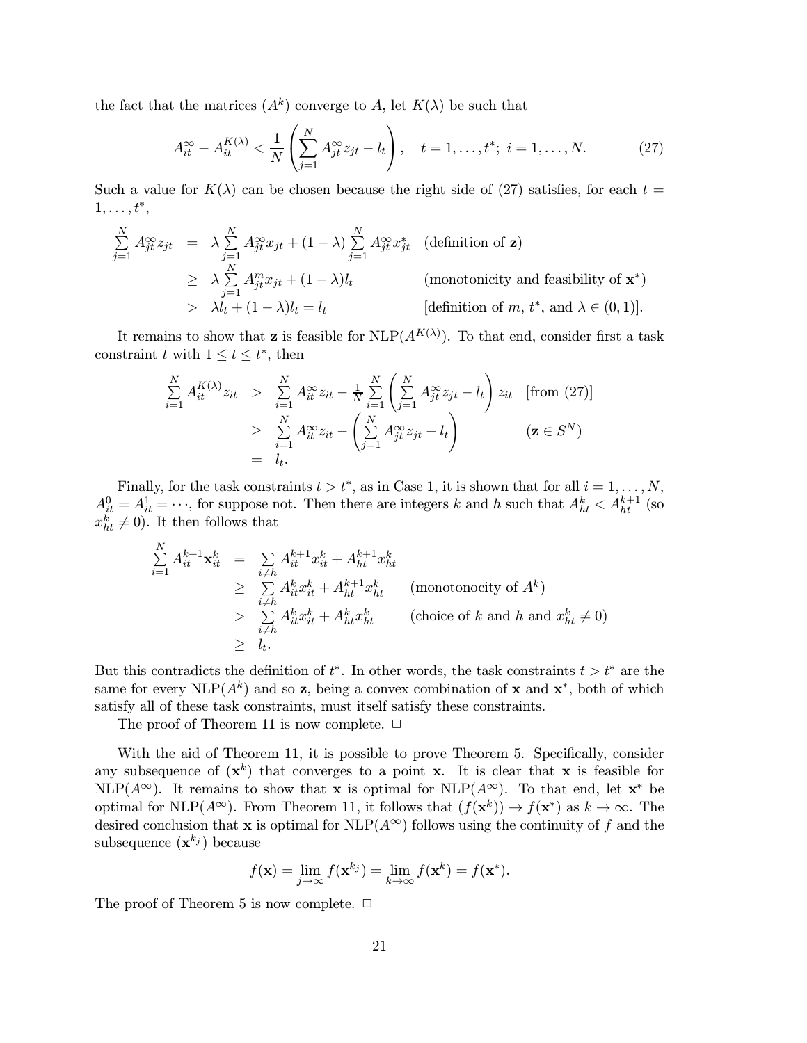the fact that the matrices $(A^k)$ converge to $A$, let $K(\lambda)$ be such that

$$A_{it}^{\infty} - A_{it}^{K(\lambda)} < \frac{1}{N}\left(\sum_{j=1}^{N} A_{jt}^{\infty} z_{jt} - l_t\right), \quad t = 1, \ldots, t^*;\ i = 1, \ldots, N. \tag{27}$$

Such a value for $K(\lambda)$ can be chosen because the right side of (27) satisfies, for each $t = 1, \ldots, t^*$,

$$\begin{aligned}
\sum_{j=1}^{N} A_{jt}^{\infty} z_{jt} &= \lambda \sum_{j=1}^{N} A_{jt}^{\infty} x_{jt} + (1-\lambda) \sum_{j=1}^{N} A_{jt}^{\infty} x_{jt}^* && \text{(definition of } \mathbf{z}\text{)} \\
&\geq \lambda \sum_{j=1}^{N} A_{jt}^{m} x_{jt} + (1-\lambda) l_t && \text{(monotonicity and feasibility of } \mathbf{x}^*\text{)} \\
&> \lambda l_t + (1-\lambda) l_t = l_t && [\text{definition of } m,\ t^*, \text{ and } \lambda \in (0,1)].
\end{aligned}$$

It remains to show that $\mathbf{z}$ is feasible for NLP$(A^{K(\lambda)})$. To that end, consider first a task constraint $t$ with $1 \leq t \leq t^*$, then

$$\begin{aligned}
\sum_{i=1}^{N} A_{it}^{K(\lambda)} z_{it} &> \sum_{i=1}^{N} A_{it}^{\infty} z_{it} - \frac{1}{N} \sum_{i=1}^{N} \left(\sum_{j=1}^{N} A_{jt}^{\infty} z_{jt} - l_t\right) z_{it} && [\text{from (27)}] \\
&\geq \sum_{i=1}^{N} A_{it}^{\infty} z_{it} - \left(\sum_{j=1}^{N} A_{jt}^{\infty} z_{jt} - l_t\right) && (\mathbf{z} \in S^N) \\
&= l_t.
\end{aligned}$$

Finally, for the task constraints $t > t^*$, as in Case 1, it is shown that for all $i = 1, \ldots, N$, $A_{it}^0 = A_{it}^1 = \cdots$, for suppose not. Then there are integers $k$ and $h$ such that $A_{ht}^k < A_{ht}^{k+1}$ (so $x_{ht}^k \neq 0$). It then follows that

$$\begin{aligned}
\sum_{i=1}^{N} A_{it}^{k+1} \mathbf{x}_{it}^k &= \sum_{i \neq h} A_{it}^{k+1} x_{it}^k + A_{ht}^{k+1} x_{ht}^k \\
&\geq \sum_{i \neq h} A_{it}^{k} x_{it}^k + A_{ht}^{k+1} x_{ht}^k && \text{(monotonocity of } A^k\text{)} \\
&> \sum_{i \neq h} A_{it}^{k} x_{it}^k + A_{ht}^{k} x_{ht}^k && \text{(choice of } k \text{ and } h \text{ and } x_{ht}^k \neq 0\text{)} \\
&\geq l_t.
\end{aligned}$$

But this contradicts the definition of $t^*$. In other words, the task constraints $t > t^*$ are the same for every NLP$(A^k)$ and so $\mathbf{z}$, being a convex combination of $\mathbf{x}$ and $\mathbf{x}^*$, both of which satisfy all of these task constraints, must itself satisfy these constraints.

The proof of Theorem 11 is now complete. □

With the aid of Theorem 11, it is possible to prove Theorem 5. Specifically, consider any subsequence of $(\mathbf{x}^k)$ that converges to a point $\mathbf{x}$. It is clear that $\mathbf{x}$ is feasible for NLP$(A^\infty)$. It remains to show that $\mathbf{x}$ is optimal for NLP$(A^\infty)$. To that end, let $\mathbf{x}^*$ be optimal for NLP$(A^\infty)$. From Theorem 11, it follows that $(f(\mathbf{x}^k)) \to f(\mathbf{x}^*)$ as $k \to \infty$. The desired conclusion that $\mathbf{x}$ is optimal for NLP$(A^\infty)$ follows using the continuity of $f$ and the subsequence $(\mathbf{x}^{k_j})$ because

$$f(\mathbf{x}) = \lim_{j \to \infty} f(\mathbf{x}^{k_j}) = \lim_{k \to \infty} f(\mathbf{x}^k) = f(\mathbf{x}^*).$$

The proof of Theorem 5 is now complete. □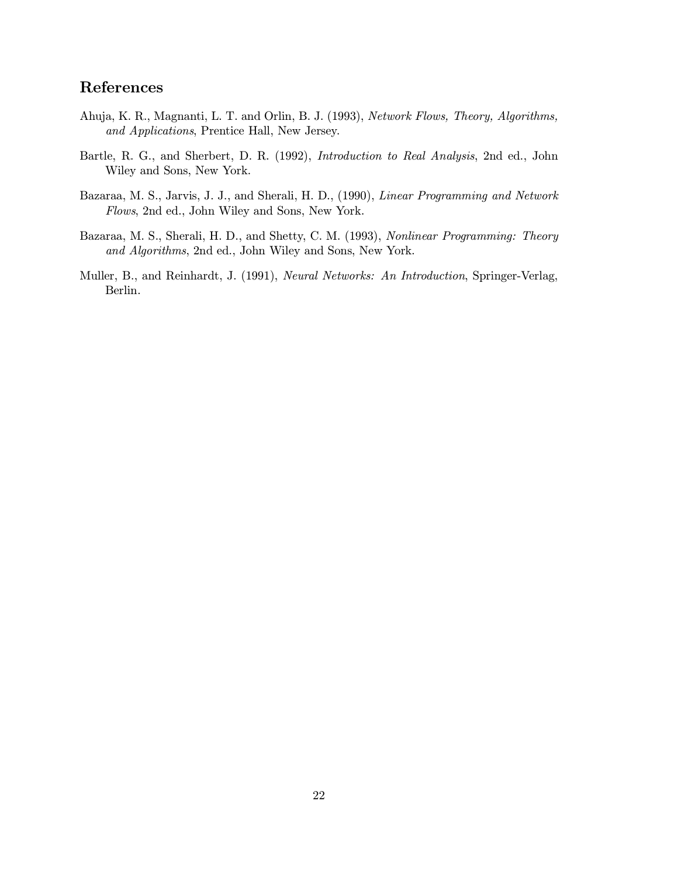## References

Ahuja, K. R., Magnanti, L. T. and Orlin, B. J. (1993), *Network Flows, Theory, Algorithms, and Applications*, Prentice Hall, New Jersey.

Bartle, R. G., and Sherbert, D. R. (1992), *Introduction to Real Analysis*, 2nd ed., John Wiley and Sons, New York.

Bazaraa, M. S., Jarvis, J. J., and Sherali, H. D., (1990), *Linear Programming and Network Flows*, 2nd ed., John Wiley and Sons, New York.

Bazaraa, M. S., Sherali, H. D., and Shetty, C. M. (1993), *Nonlinear Programming: Theory and Algorithms*, 2nd ed., John Wiley and Sons, New York.

Muller, B., and Reinhardt, J. (1991), *Neural Networks: An Introduction*, Springer-Verlag, Berlin.